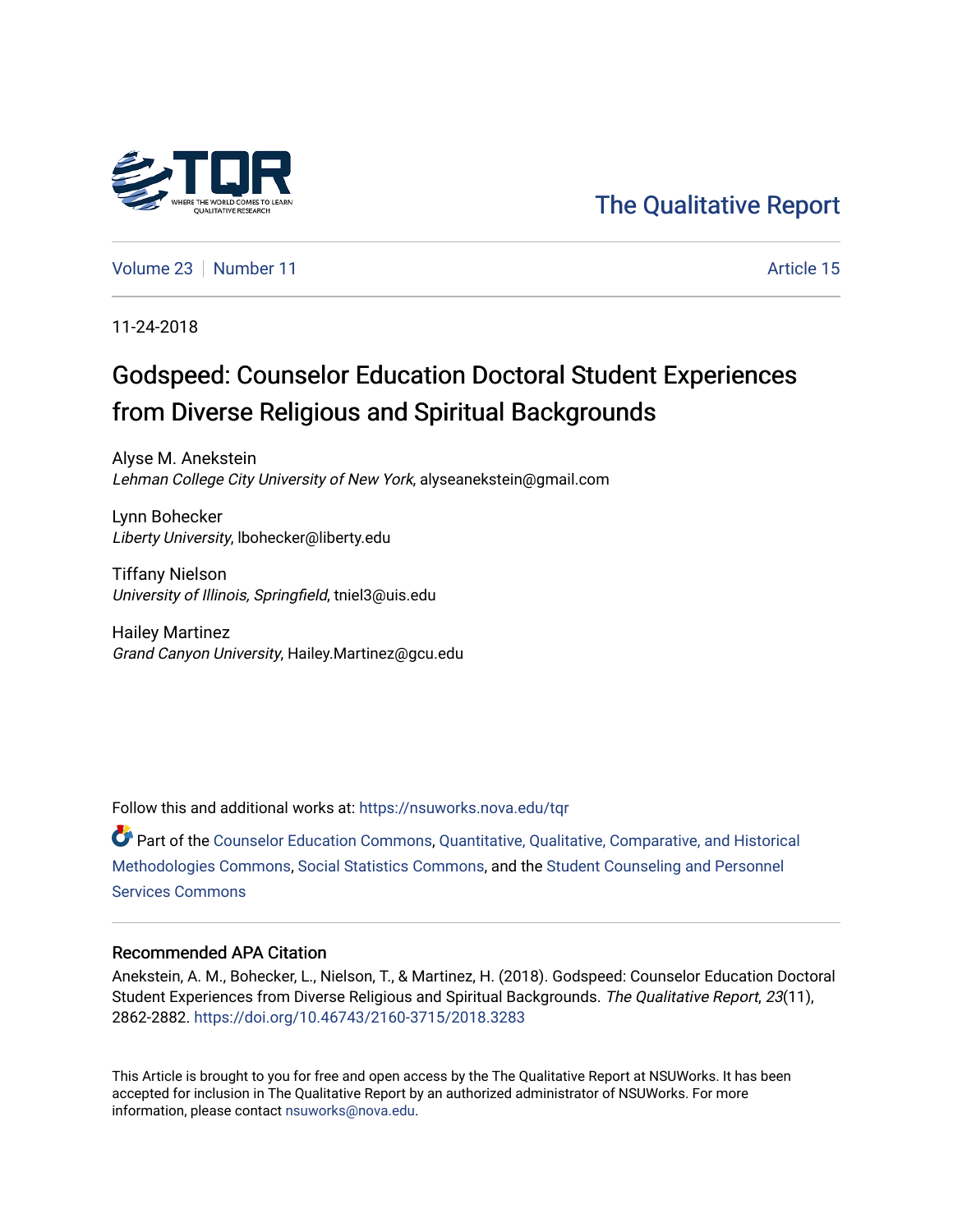The Qualitative Report

Volume 23 | Number 11 | Article 15

11-24-2018

# Godspeed: Counselor Education Doctoral Student Experiences from Diverse Religious and Spiritual Backgrounds

Alyse M. Anekstein
*Lehman College City University of New York*, alyseanekstein@gmail.com

Lynn Bohecker
*Liberty University*, lbohecker@liberty.edu

Tiffany Nielson
*University of Illinois, Springfield*, tniel3@uis.edu

Hailey Martinez
*Grand Canyon University*, Hailey.Martinez@gcu.edu

Follow this and additional works at: https://nsuworks.nova.edu/tqr

Part of the Counselor Education Commons, Quantitative, Qualitative, Comparative, and Historical Methodologies Commons, Social Statistics Commons, and the Student Counseling and Personnel Services Commons

## Recommended APA Citation

Anekstein, A. M., Bohecker, L., Nielson, T., & Martinez, H. (2018). Godspeed: Counselor Education Doctoral Student Experiences from Diverse Religious and Spiritual Backgrounds. *The Qualitative Report*, *23*(11), 2862-2882. https://doi.org/10.46743/2160-3715/2018.3283

This Article is brought to you for free and open access by the The Qualitative Report at NSUWorks. It has been accepted for inclusion in The Qualitative Report by an authorized administrator of NSUWorks. For more information, please contact nsuworks@nova.edu.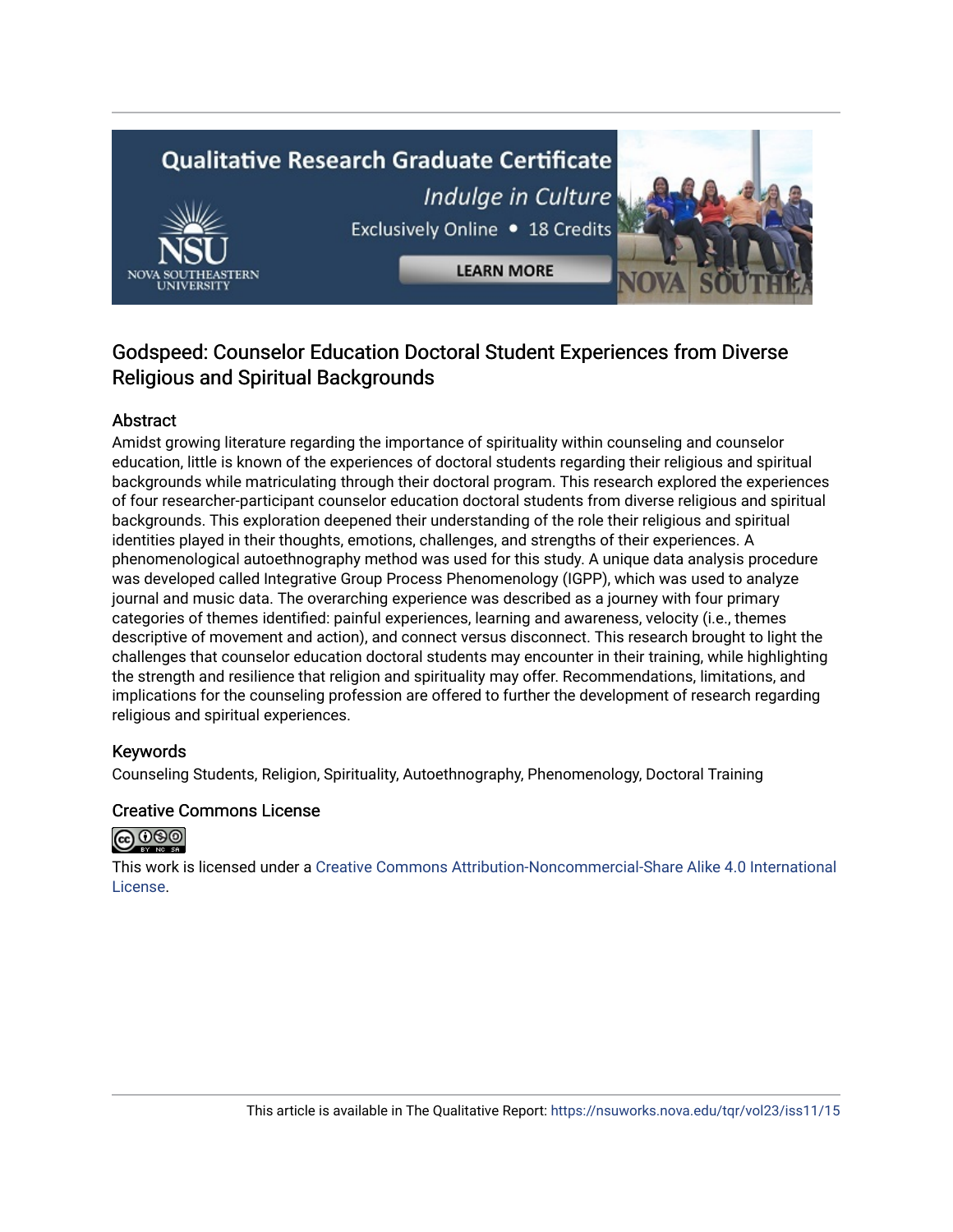# Godspeed: Counselor Education Doctoral Student Experiences from Diverse Religious and Spiritual Backgrounds

## Abstract

Amidst growing literature regarding the importance of spirituality within counseling and counselor education, little is known of the experiences of doctoral students regarding their religious and spiritual backgrounds while matriculating through their doctoral program. This research explored the experiences of four researcher-participant counselor education doctoral students from diverse religious and spiritual backgrounds. This exploration deepened their understanding of the role their religious and spiritual identities played in their thoughts, emotions, challenges, and strengths of their experiences. A phenomenological autoethnography method was used for this study. A unique data analysis procedure was developed called Integrative Group Process Phenomenology (IGPP), which was used to analyze journal and music data. The overarching experience was described as a journey with four primary categories of themes identified: painful experiences, learning and awareness, velocity (i.e., themes descriptive of movement and action), and connect versus disconnect. This research brought to light the challenges that counselor education doctoral students may encounter in their training, while highlighting the strength and resilience that religion and spirituality may offer. Recommendations, limitations, and implications for the counseling profession are offered to further the development of research regarding religious and spiritual experiences.

## Keywords

Counseling Students, Religion, Spirituality, Autoethnography, Phenomenology, Doctoral Training

## Creative Commons License

This work is licensed under a Creative Commons Attribution-Noncommercial-Share Alike 4.0 International License.

This article is available in The Qualitative Report: https://nsuworks.nova.edu/tqr/vol23/iss11/15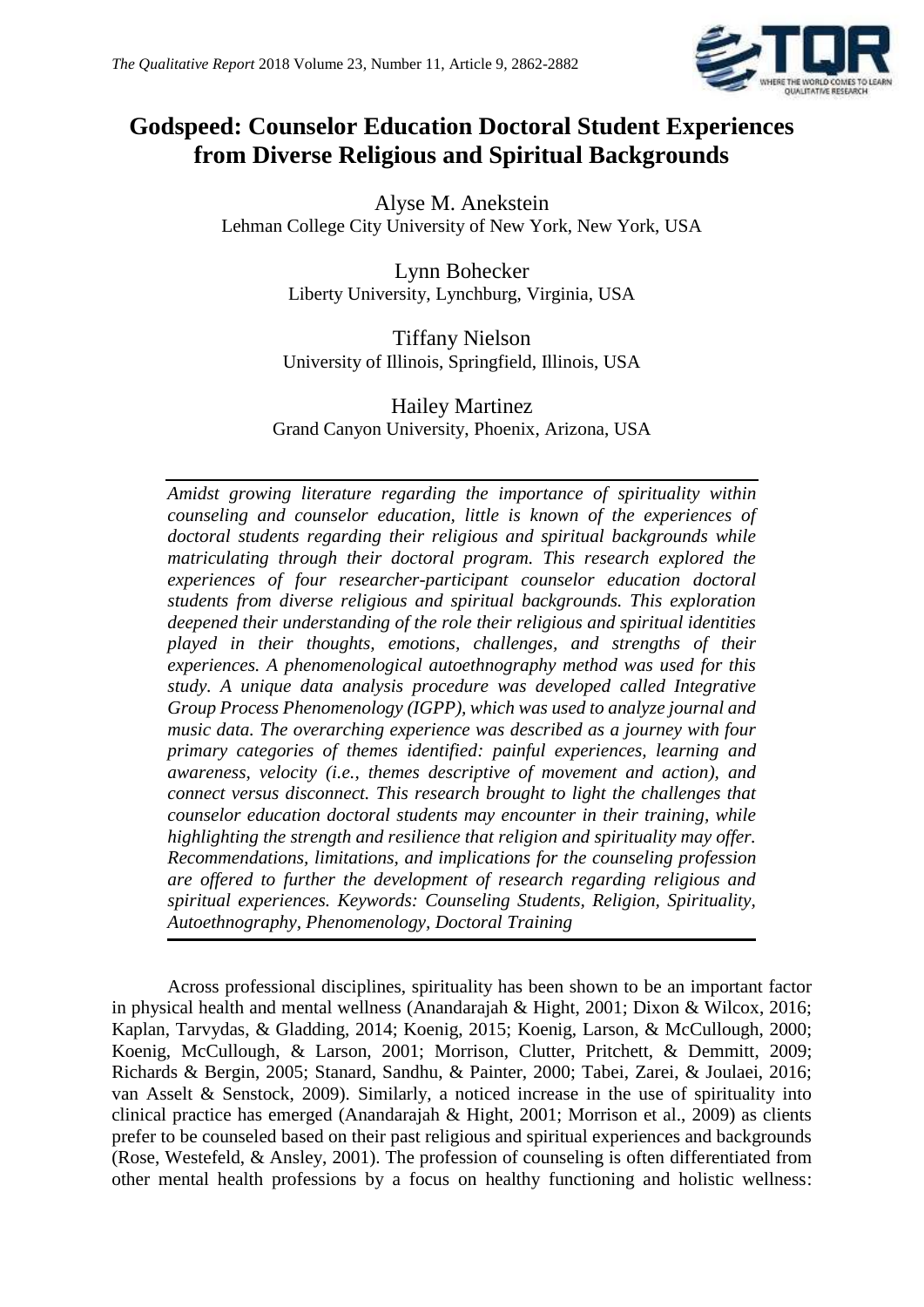# Godspeed: Counselor Education Doctoral Student Experiences from Diverse Religious and Spiritual Backgrounds

Alyse M. Anekstein
Lehman College City University of New York, New York, USA

Lynn Bohecker
Liberty University, Lynchburg, Virginia, USA

Tiffany Nielson
University of Illinois, Springfield, Illinois, USA

Hailey Martinez
Grand Canyon University, Phoenix, Arizona, USA

*Amidst growing literature regarding the importance of spirituality within counseling and counselor education, little is known of the experiences of doctoral students regarding their religious and spiritual backgrounds while matriculating through their doctoral program. This research explored the experiences of four researcher-participant counselor education doctoral students from diverse religious and spiritual backgrounds. This exploration deepened their understanding of the role their religious and spiritual identities played in their thoughts, emotions, challenges, and strengths of their experiences. A phenomenological autoethnography method was used for this study. A unique data analysis procedure was developed called Integrative Group Process Phenomenology (IGPP), which was used to analyze journal and music data. The overarching experience was described as a journey with four primary categories of themes identified: painful experiences, learning and awareness, velocity (i.e., themes descriptive of movement and action), and connect versus disconnect. This research brought to light the challenges that counselor education doctoral students may encounter in their training, while highlighting the strength and resilience that religion and spirituality may offer. Recommendations, limitations, and implications for the counseling profession are offered to further the development of research regarding religious and spiritual experiences. Keywords: Counseling Students, Religion, Spirituality, Autoethnography, Phenomenology, Doctoral Training*

Across professional disciplines, spirituality has been shown to be an important factor in physical health and mental wellness (Anandarajah & Hight, 2001; Dixon & Wilcox, 2016; Kaplan, Tarvydas, & Gladding, 2014; Koenig, 2015; Koenig, Larson, & McCullough, 2000; Koenig, McCullough, & Larson, 2001; Morrison, Clutter, Pritchett, & Demmitt, 2009; Richards & Bergin, 2005; Stanard, Sandhu, & Painter, 2000; Tabei, Zarei, & Joulaei, 2016; van Asselt & Senstock, 2009). Similarly, a noticed increase in the use of spirituality into clinical practice has emerged (Anandarajah & Hight, 2001; Morrison et al., 2009) as clients prefer to be counseled based on their past religious and spiritual experiences and backgrounds (Rose, Westefeld, & Ansley, 2001). The profession of counseling is often differentiated from other mental health professions by a focus on healthy functioning and holistic wellness: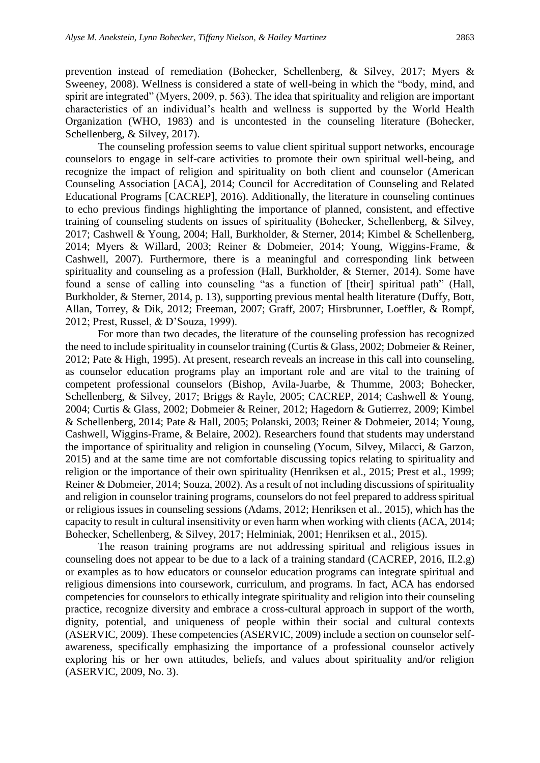prevention instead of remediation (Bohecker, Schellenberg, & Silvey, 2017; Myers & Sweeney, 2008). Wellness is considered a state of well-being in which the "body, mind, and spirit are integrated" (Myers, 2009, p. 563). The idea that spirituality and religion are important characteristics of an individual's health and wellness is supported by the World Health Organization (WHO, 1983) and is uncontested in the counseling literature (Bohecker, Schellenberg, & Silvey, 2017).

The counseling profession seems to value client spiritual support networks, encourage counselors to engage in self-care activities to promote their own spiritual well-being, and recognize the impact of religion and spirituality on both client and counselor (American Counseling Association [ACA], 2014; Council for Accreditation of Counseling and Related Educational Programs [CACREP], 2016). Additionally, the literature in counseling continues to echo previous findings highlighting the importance of planned, consistent, and effective training of counseling students on issues of spirituality (Bohecker, Schellenberg, & Silvey, 2017; Cashwell & Young, 2004; Hall, Burkholder, & Sterner, 2014; Kimbel & Schellenberg, 2014; Myers & Willard, 2003; Reiner & Dobmeier, 2014; Young, Wiggins-Frame, & Cashwell, 2007). Furthermore, there is a meaningful and corresponding link between spirituality and counseling as a profession (Hall, Burkholder, & Sterner, 2014). Some have found a sense of calling into counseling "as a function of [their] spiritual path" (Hall, Burkholder, & Sterner, 2014, p. 13), supporting previous mental health literature (Duffy, Bott, Allan, Torrey, & Dik, 2012; Freeman, 2007; Graff, 2007; Hirsbrunner, Loeffler, & Rompf, 2012; Prest, Russel, & D'Souza, 1999).

For more than two decades, the literature of the counseling profession has recognized the need to include spirituality in counselor training (Curtis & Glass, 2002; Dobmeier & Reiner, 2012; Pate & High, 1995). At present, research reveals an increase in this call into counseling, as counselor education programs play an important role and are vital to the training of competent professional counselors (Bishop, Avila-Juarbe, & Thumme, 2003; Bohecker, Schellenberg, & Silvey, 2017; Briggs & Rayle, 2005; CACREP, 2014; Cashwell & Young, 2004; Curtis & Glass, 2002; Dobmeier & Reiner, 2012; Hagedorn & Gutierrez, 2009; Kimbel & Schellenberg, 2014; Pate & Hall, 2005; Polanski, 2003; Reiner & Dobmeier, 2014; Young, Cashwell, Wiggins-Frame, & Belaire, 2002). Researchers found that students may understand the importance of spirituality and religion in counseling (Yocum, Silvey, Milacci, & Garzon, 2015) and at the same time are not comfortable discussing topics relating to spirituality and religion or the importance of their own spirituality (Henriksen et al., 2015; Prest et al., 1999; Reiner & Dobmeier, 2014; Souza, 2002). As a result of not including discussions of spirituality and religion in counselor training programs, counselors do not feel prepared to address spiritual or religious issues in counseling sessions (Adams, 2012; Henriksen et al., 2015), which has the capacity to result in cultural insensitivity or even harm when working with clients (ACA, 2014; Bohecker, Schellenberg, & Silvey, 2017; Helminiak, 2001; Henriksen et al., 2015).

The reason training programs are not addressing spiritual and religious issues in counseling does not appear to be due to a lack of a training standard (CACREP, 2016, II.2.g) or examples as to how educators or counselor education programs can integrate spiritual and religious dimensions into coursework, curriculum, and programs. In fact, ACA has endorsed competencies for counselors to ethically integrate spirituality and religion into their counseling practice, recognize diversity and embrace a cross-cultural approach in support of the worth, dignity, potential, and uniqueness of people within their social and cultural contexts (ASERVIC, 2009). These competencies (ASERVIC, 2009) include a section on counselor self-awareness, specifically emphasizing the importance of a professional counselor actively exploring his or her own attitudes, beliefs, and values about spirituality and/or religion (ASERVIC, 2009, No. 3).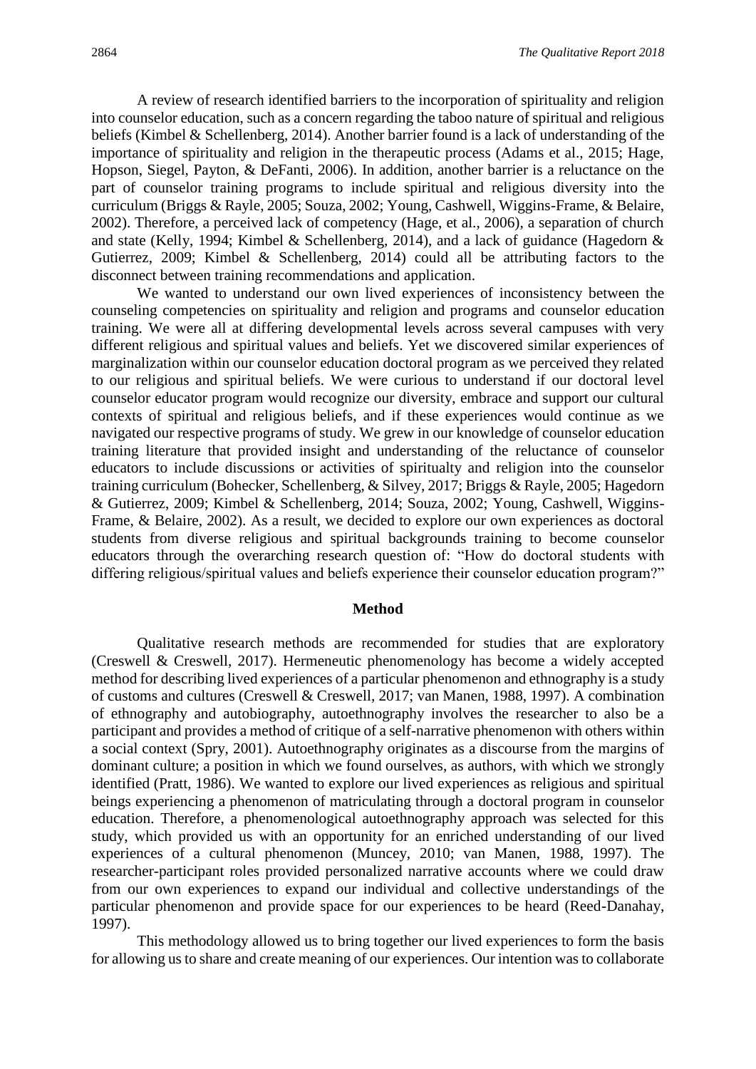A review of research identified barriers to the incorporation of spirituality and religion into counselor education, such as a concern regarding the taboo nature of spiritual and religious beliefs (Kimbel & Schellenberg, 2014). Another barrier found is a lack of understanding of the importance of spirituality and religion in the therapeutic process (Adams et al., 2015; Hage, Hopson, Siegel, Payton, & DeFanti, 2006). In addition, another barrier is a reluctance on the part of counselor training programs to include spiritual and religious diversity into the curriculum (Briggs & Rayle, 2005; Souza, 2002; Young, Cashwell, Wiggins-Frame, & Belaire, 2002). Therefore, a perceived lack of competency (Hage, et al., 2006), a separation of church and state (Kelly, 1994; Kimbel & Schellenberg, 2014), and a lack of guidance (Hagedorn & Gutierrez, 2009; Kimbel & Schellenberg, 2014) could all be attributing factors to the disconnect between training recommendations and application.

We wanted to understand our own lived experiences of inconsistency between the counseling competencies on spirituality and religion and programs and counselor education training. We were all at differing developmental levels across several campuses with very different religious and spiritual values and beliefs. Yet we discovered similar experiences of marginalization within our counselor education doctoral program as we perceived they related to our religious and spiritual beliefs. We were curious to understand if our doctoral level counselor educator program would recognize our diversity, embrace and support our cultural contexts of spiritual and religious beliefs, and if these experiences would continue as we navigated our respective programs of study. We grew in our knowledge of counselor education training literature that provided insight and understanding of the reluctance of counselor educators to include discussions or activities of spiritualty and religion into the counselor training curriculum (Bohecker, Schellenberg, & Silvey, 2017; Briggs & Rayle, 2005; Hagedorn & Gutierrez, 2009; Kimbel & Schellenberg, 2014; Souza, 2002; Young, Cashwell, Wiggins-Frame, & Belaire, 2002). As a result, we decided to explore our own experiences as doctoral students from diverse religious and spiritual backgrounds training to become counselor educators through the overarching research question of: "How do doctoral students with differing religious/spiritual values and beliefs experience their counselor education program?"

## Method

Qualitative research methods are recommended for studies that are exploratory (Creswell & Creswell, 2017). Hermeneutic phenomenology has become a widely accepted method for describing lived experiences of a particular phenomenon and ethnography is a study of customs and cultures (Creswell & Creswell, 2017; van Manen, 1988, 1997). A combination of ethnography and autobiography, autoethnography involves the researcher to also be a participant and provides a method of critique of a self-narrative phenomenon with others within a social context (Spry, 2001). Autoethnography originates as a discourse from the margins of dominant culture; a position in which we found ourselves, as authors, with which we strongly identified (Pratt, 1986). We wanted to explore our lived experiences as religious and spiritual beings experiencing a phenomenon of matriculating through a doctoral program in counselor education. Therefore, a phenomenological autoethnography approach was selected for this study, which provided us with an opportunity for an enriched understanding of our lived experiences of a cultural phenomenon (Muncey, 2010; van Manen, 1988, 1997). The researcher-participant roles provided personalized narrative accounts where we could draw from our own experiences to expand our individual and collective understandings of the particular phenomenon and provide space for our experiences to be heard (Reed-Danahay, 1997).

This methodology allowed us to bring together our lived experiences to form the basis for allowing us to share and create meaning of our experiences. Our intention was to collaborate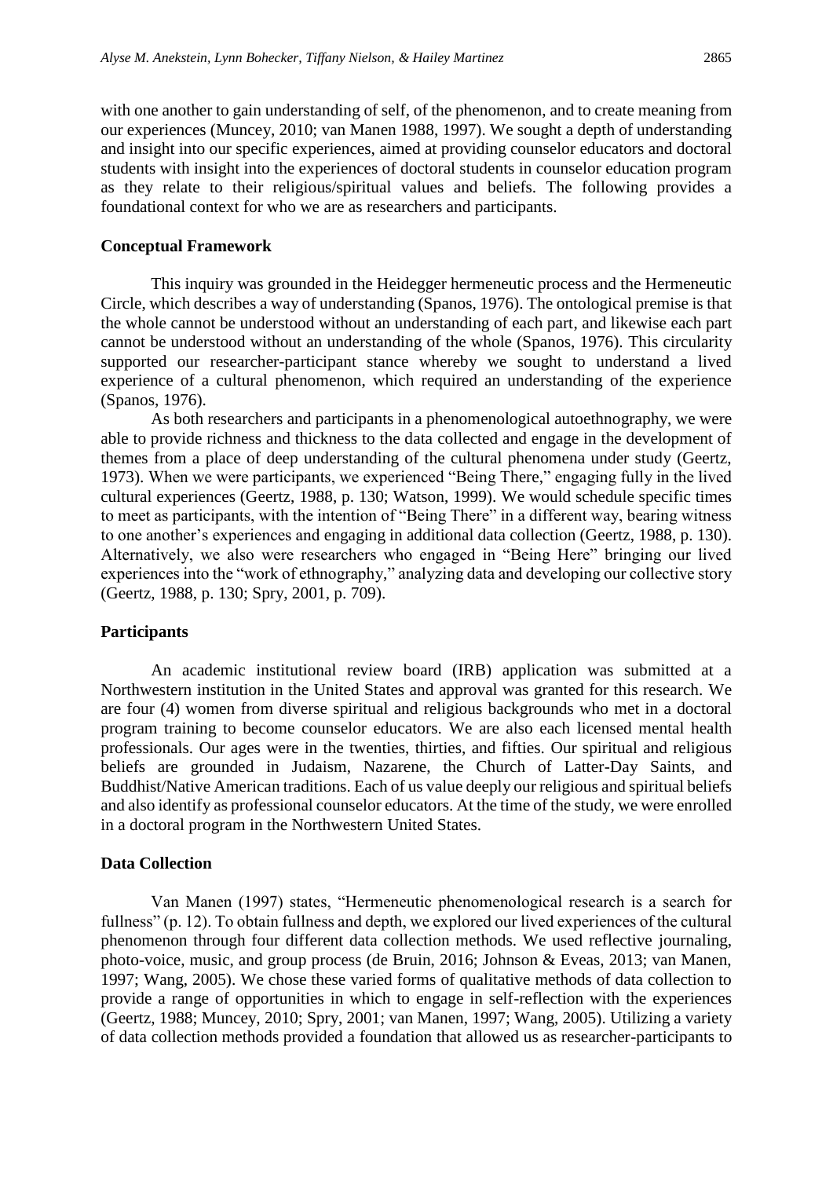with one another to gain understanding of self, of the phenomenon, and to create meaning from our experiences (Muncey, 2010; van Manen 1988, 1997). We sought a depth of understanding and insight into our specific experiences, aimed at providing counselor educators and doctoral students with insight into the experiences of doctoral students in counselor education program as they relate to their religious/spiritual values and beliefs. The following provides a foundational context for who we are as researchers and participants.

## Conceptual Framework

This inquiry was grounded in the Heidegger hermeneutic process and the Hermeneutic Circle, which describes a way of understanding (Spanos, 1976). The ontological premise is that the whole cannot be understood without an understanding of each part, and likewise each part cannot be understood without an understanding of the whole (Spanos, 1976). This circularity supported our researcher-participant stance whereby we sought to understand a lived experience of a cultural phenomenon, which required an understanding of the experience (Spanos, 1976).

As both researchers and participants in a phenomenological autoethnography, we were able to provide richness and thickness to the data collected and engage in the development of themes from a place of deep understanding of the cultural phenomena under study (Geertz, 1973). When we were participants, we experienced "Being There," engaging fully in the lived cultural experiences (Geertz, 1988, p. 130; Watson, 1999). We would schedule specific times to meet as participants, with the intention of "Being There" in a different way, bearing witness to one another's experiences and engaging in additional data collection (Geertz, 1988, p. 130). Alternatively, we also were researchers who engaged in "Being Here" bringing our lived experiences into the "work of ethnography," analyzing data and developing our collective story (Geertz, 1988, p. 130; Spry, 2001, p. 709).

## Participants

An academic institutional review board (IRB) application was submitted at a Northwestern institution in the United States and approval was granted for this research. We are four (4) women from diverse spiritual and religious backgrounds who met in a doctoral program training to become counselor educators. We are also each licensed mental health professionals. Our ages were in the twenties, thirties, and fifties. Our spiritual and religious beliefs are grounded in Judaism, Nazarene, the Church of Latter-Day Saints, and Buddhist/Native American traditions. Each of us value deeply our religious and spiritual beliefs and also identify as professional counselor educators. At the time of the study, we were enrolled in a doctoral program in the Northwestern United States.

## Data Collection

Van Manen (1997) states, "Hermeneutic phenomenological research is a search for fullness" (p. 12). To obtain fullness and depth, we explored our lived experiences of the cultural phenomenon through four different data collection methods. We used reflective journaling, photo-voice, music, and group process (de Bruin, 2016; Johnson & Eveas, 2013; van Manen, 1997; Wang, 2005). We chose these varied forms of qualitative methods of data collection to provide a range of opportunities in which to engage in self-reflection with the experiences (Geertz, 1988; Muncey, 2010; Spry, 2001; van Manen, 1997; Wang, 2005). Utilizing a variety of data collection methods provided a foundation that allowed us as researcher-participants to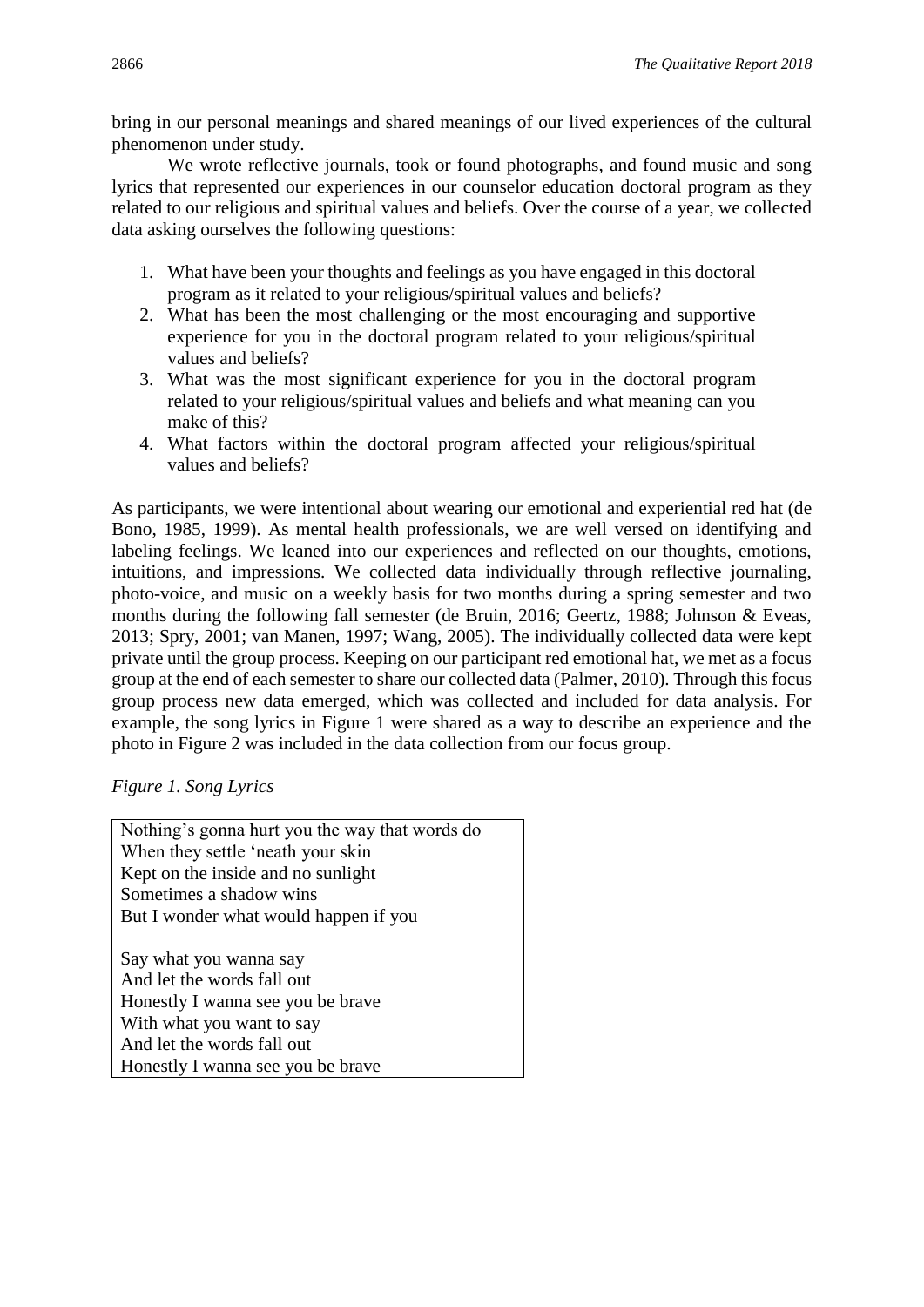bring in our personal meanings and shared meanings of our lived experiences of the cultural phenomenon under study.

We wrote reflective journals, took or found photographs, and found music and song lyrics that represented our experiences in our counselor education doctoral program as they related to our religious and spiritual values and beliefs. Over the course of a year, we collected data asking ourselves the following questions:

1. What have been your thoughts and feelings as you have engaged in this doctoral program as it related to your religious/spiritual values and beliefs?
2. What has been the most challenging or the most encouraging and supportive experience for you in the doctoral program related to your religious/spiritual values and beliefs?
3. What was the most significant experience for you in the doctoral program related to your religious/spiritual values and beliefs and what meaning can you make of this?
4. What factors within the doctoral program affected your religious/spiritual values and beliefs?

As participants, we were intentional about wearing our emotional and experiential red hat (de Bono, 1985, 1999). As mental health professionals, we are well versed on identifying and labeling feelings. We leaned into our experiences and reflected on our thoughts, emotions, intuitions, and impressions. We collected data individually through reflective journaling, photo-voice, and music on a weekly basis for two months during a spring semester and two months during the following fall semester (de Bruin, 2016; Geertz, 1988; Johnson & Eveas, 2013; Spry, 2001; van Manen, 1997; Wang, 2005). The individually collected data were kept private until the group process. Keeping on our participant red emotional hat, we met as a focus group at the end of each semester to share our collected data (Palmer, 2010). Through this focus group process new data emerged, which was collected and included for data analysis. For example, the song lyrics in Figure 1 were shared as a way to describe an experience and the photo in Figure 2 was included in the data collection from our focus group.

*Figure 1. Song Lyrics*

Nothing's gonna hurt you the way that words do
When they settle 'neath your skin
Kept on the inside and no sunlight
Sometimes a shadow wins
But I wonder what would happen if you

Say what you wanna say
And let the words fall out
Honestly I wanna see you be brave
With what you want to say
And let the words fall out
Honestly I wanna see you be brave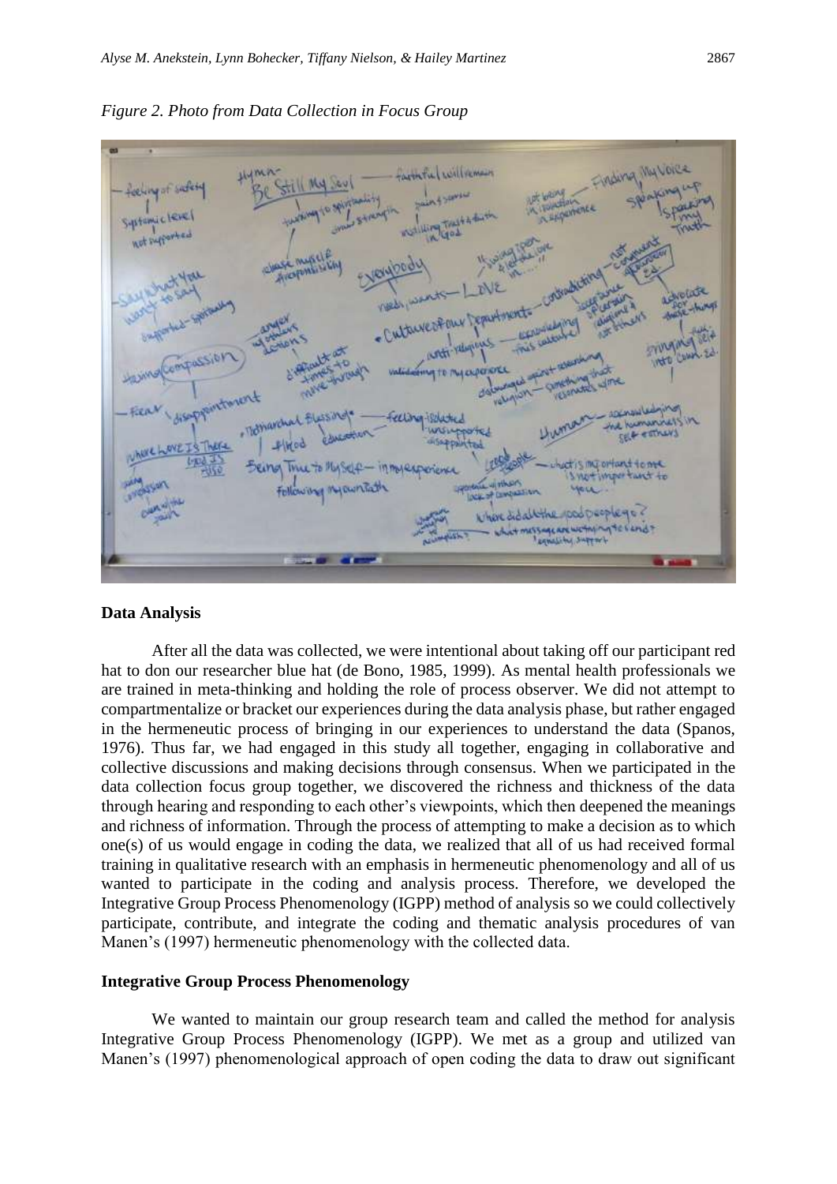*Figure 2. Photo from Data Collection in Focus Group*

### Data Analysis

After all the data was collected, we were intentional about taking off our participant red hat to don our researcher blue hat (de Bono, 1985, 1999). As mental health professionals we are trained in meta-thinking and holding the role of process observer. We did not attempt to compartmentalize or bracket our experiences during the data analysis phase, but rather engaged in the hermeneutic process of bringing in our experiences to understand the data (Spanos, 1976). Thus far, we had engaged in this study all together, engaging in collaborative and collective discussions and making decisions through consensus. When we participated in the data collection focus group together, we discovered the richness and thickness of the data through hearing and responding to each other's viewpoints, which then deepened the meanings and richness of information. Through the process of attempting to make a decision as to which one(s) of us would engage in coding the data, we realized that all of us had received formal training in qualitative research with an emphasis in hermeneutic phenomenology and all of us wanted to participate in the coding and analysis process. Therefore, we developed the Integrative Group Process Phenomenology (IGPP) method of analysis so we could collectively participate, contribute, and integrate the coding and thematic analysis procedures of van Manen's (1997) hermeneutic phenomenology with the collected data.

### Integrative Group Process Phenomenology

We wanted to maintain our group research team and called the method for analysis Integrative Group Process Phenomenology (IGPP). We met as a group and utilized van Manen's (1997) phenomenological approach of open coding the data to draw out significant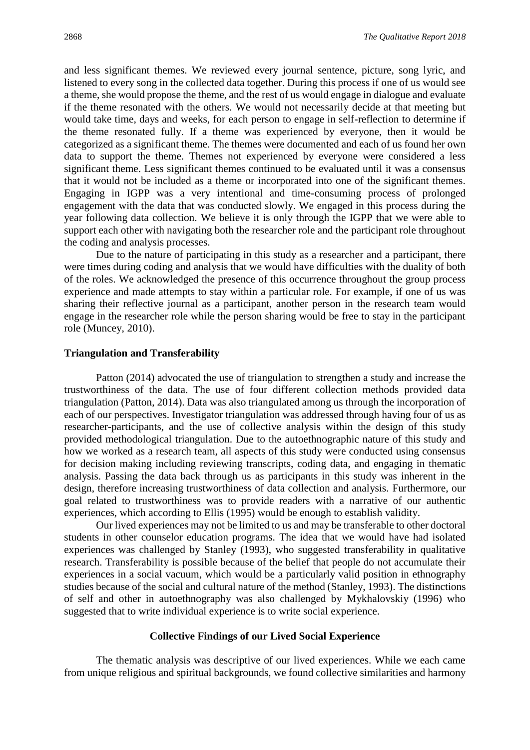and less significant themes. We reviewed every journal sentence, picture, song lyric, and listened to every song in the collected data together. During this process if one of us would see a theme, she would propose the theme, and the rest of us would engage in dialogue and evaluate if the theme resonated with the others. We would not necessarily decide at that meeting but would take time, days and weeks, for each person to engage in self-reflection to determine if the theme resonated fully. If a theme was experienced by everyone, then it would be categorized as a significant theme. The themes were documented and each of us found her own data to support the theme. Themes not experienced by everyone were considered a less significant theme. Less significant themes continued to be evaluated until it was a consensus that it would not be included as a theme or incorporated into one of the significant themes. Engaging in IGPP was a very intentional and time-consuming process of prolonged engagement with the data that was conducted slowly. We engaged in this process during the year following data collection. We believe it is only through the IGPP that we were able to support each other with navigating both the researcher role and the participant role throughout the coding and analysis processes.

Due to the nature of participating in this study as a researcher and a participant, there were times during coding and analysis that we would have difficulties with the duality of both of the roles. We acknowledged the presence of this occurrence throughout the group process experience and made attempts to stay within a particular role. For example, if one of us was sharing their reflective journal as a participant, another person in the research team would engage in the researcher role while the person sharing would be free to stay in the participant role (Muncey, 2010).

### Triangulation and Transferability

Patton (2014) advocated the use of triangulation to strengthen a study and increase the trustworthiness of the data. The use of four different collection methods provided data triangulation (Patton, 2014). Data was also triangulated among us through the incorporation of each of our perspectives. Investigator triangulation was addressed through having four of us as researcher-participants, and the use of collective analysis within the design of this study provided methodological triangulation. Due to the autoethnographic nature of this study and how we worked as a research team, all aspects of this study were conducted using consensus for decision making including reviewing transcripts, coding data, and engaging in thematic analysis. Passing the data back through us as participants in this study was inherent in the design, therefore increasing trustworthiness of data collection and analysis. Furthermore, our goal related to trustworthiness was to provide readers with a narrative of our authentic experiences, which according to Ellis (1995) would be enough to establish validity.

Our lived experiences may not be limited to us and may be transferable to other doctoral students in other counselor education programs. The idea that we would have had isolated experiences was challenged by Stanley (1993), who suggested transferability in qualitative research. Transferability is possible because of the belief that people do not accumulate their experiences in a social vacuum, which would be a particularly valid position in ethnography studies because of the social and cultural nature of the method (Stanley, 1993). The distinctions of self and other in autoethnography was also challenged by Mykhalovskiy (1996) who suggested that to write individual experience is to write social experience.

## Collective Findings of our Lived Social Experience

The thematic analysis was descriptive of our lived experiences. While we each came from unique religious and spiritual backgrounds, we found collective similarities and harmony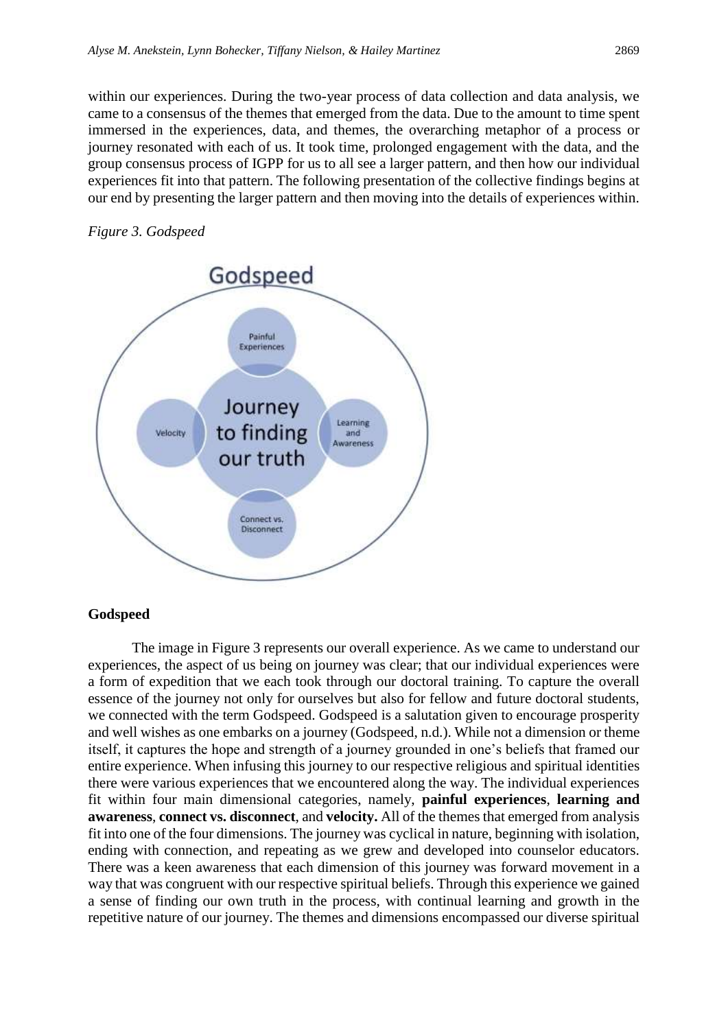within our experiences. During the two-year process of data collection and data analysis, we came to a consensus of the themes that emerged from the data. Due to the amount to time spent immersed in the experiences, data, and themes, the overarching metaphor of a process or journey resonated with each of us. It took time, prolonged engagement with the data, and the group consensus process of IGPP for us to all see a larger pattern, and then how our individual experiences fit into that pattern. The following presentation of the collective findings begins at our end by presenting the larger pattern and then moving into the details of experiences within.

*Figure 3. Godspeed*

### Godspeed

The image in Figure 3 represents our overall experience. As we came to understand our experiences, the aspect of us being on journey was clear; that our individual experiences were a form of expedition that we each took through our doctoral training. To capture the overall essence of the journey not only for ourselves but also for fellow and future doctoral students, we connected with the term Godspeed. Godspeed is a salutation given to encourage prosperity and well wishes as one embarks on a journey (Godspeed, n.d.). While not a dimension or theme itself, it captures the hope and strength of a journey grounded in one's beliefs that framed our entire experience. When infusing this journey to our respective religious and spiritual identities there were various experiences that we encountered along the way. The individual experiences fit within four main dimensional categories, namely, **painful experiences**, **learning and awareness**, **connect vs. disconnect**, and **velocity.** All of the themes that emerged from analysis fit into one of the four dimensions. The journey was cyclical in nature, beginning with isolation, ending with connection, and repeating as we grew and developed into counselor educators. There was a keen awareness that each dimension of this journey was forward movement in a way that was congruent with our respective spiritual beliefs. Through this experience we gained a sense of finding our own truth in the process, with continual learning and growth in the repetitive nature of our journey. The themes and dimensions encompassed our diverse spiritual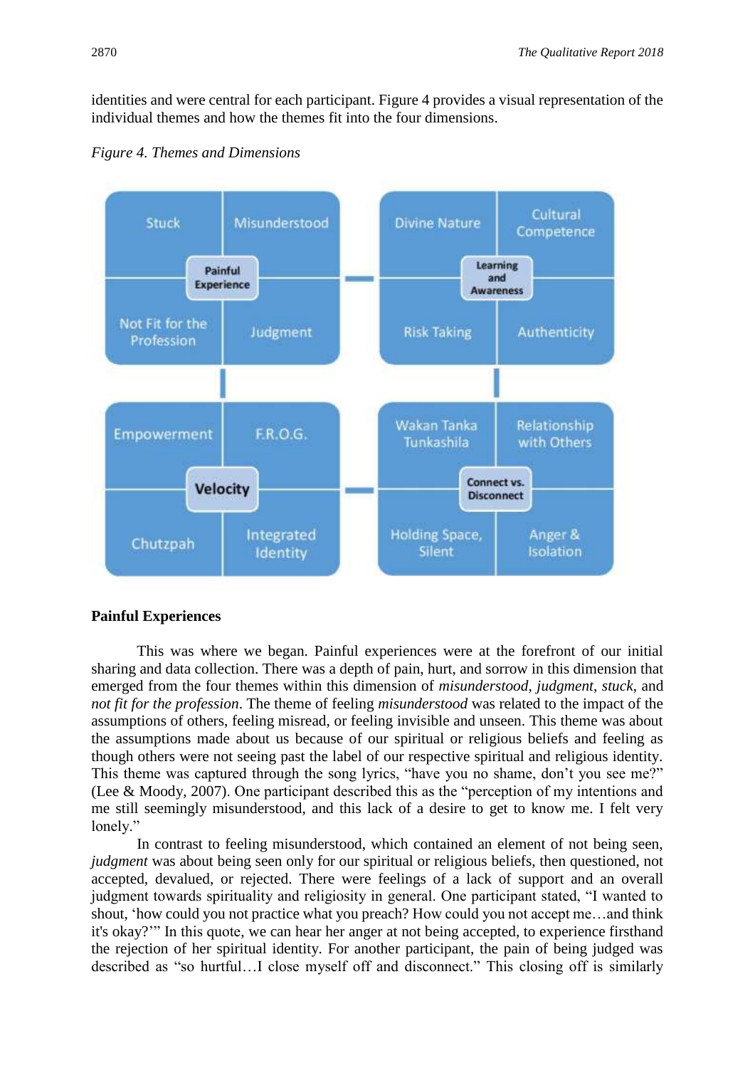identities and were central for each participant. Figure 4 provides a visual representation of the individual themes and how the themes fit into the four dimensions.

*Figure 4. Themes and Dimensions*

| Dimension | Themes |
| --- | --- |
| Painful Experience | Stuck; Misunderstood; Not Fit for the Profession; Judgment |
| Learning and Awareness | Divine Nature; Cultural Competence; Risk Taking; Authenticity |
| Velocity | Empowerment; F.R.O.G.; Chutzpah; Integrated Identity |
| Connect vs. Disconnect | Wakan Tanka Tunkashila; Relationship with Others; Holding Space, Silent; Anger & Isolation |

**Painful Experiences**

This was where we began. Painful experiences were at the forefront of our initial sharing and data collection. There was a depth of pain, hurt, and sorrow in this dimension that emerged from the four themes within this dimension of *misunderstood, judgment*, *stuck*, and *not fit for the profession*. The theme of feeling *misunderstood* was related to the impact of the assumptions of others, feeling misread, or feeling invisible and unseen. This theme was about the assumptions made about us because of our spiritual or religious beliefs and feeling as though others were not seeing past the label of our respective spiritual and religious identity. This theme was captured through the song lyrics, "have you no shame, don't you see me?" (Lee & Moody, 2007). One participant described this as the "perception of my intentions and me still seemingly misunderstood, and this lack of a desire to get to know me. I felt very lonely."

In contrast to feeling misunderstood, which contained an element of not being seen, *judgment* was about being seen only for our spiritual or religious beliefs, then questioned, not accepted, devalued, or rejected. There were feelings of a lack of support and an overall judgment towards spirituality and religiosity in general. One participant stated, "I wanted to shout, 'how could you not practice what you preach? How could you not accept me…and think it's okay?'" In this quote, we can hear her anger at not being accepted, to experience firsthand the rejection of her spiritual identity. For another participant, the pain of being judged was described as "so hurtful…I close myself off and disconnect." This closing off is similarly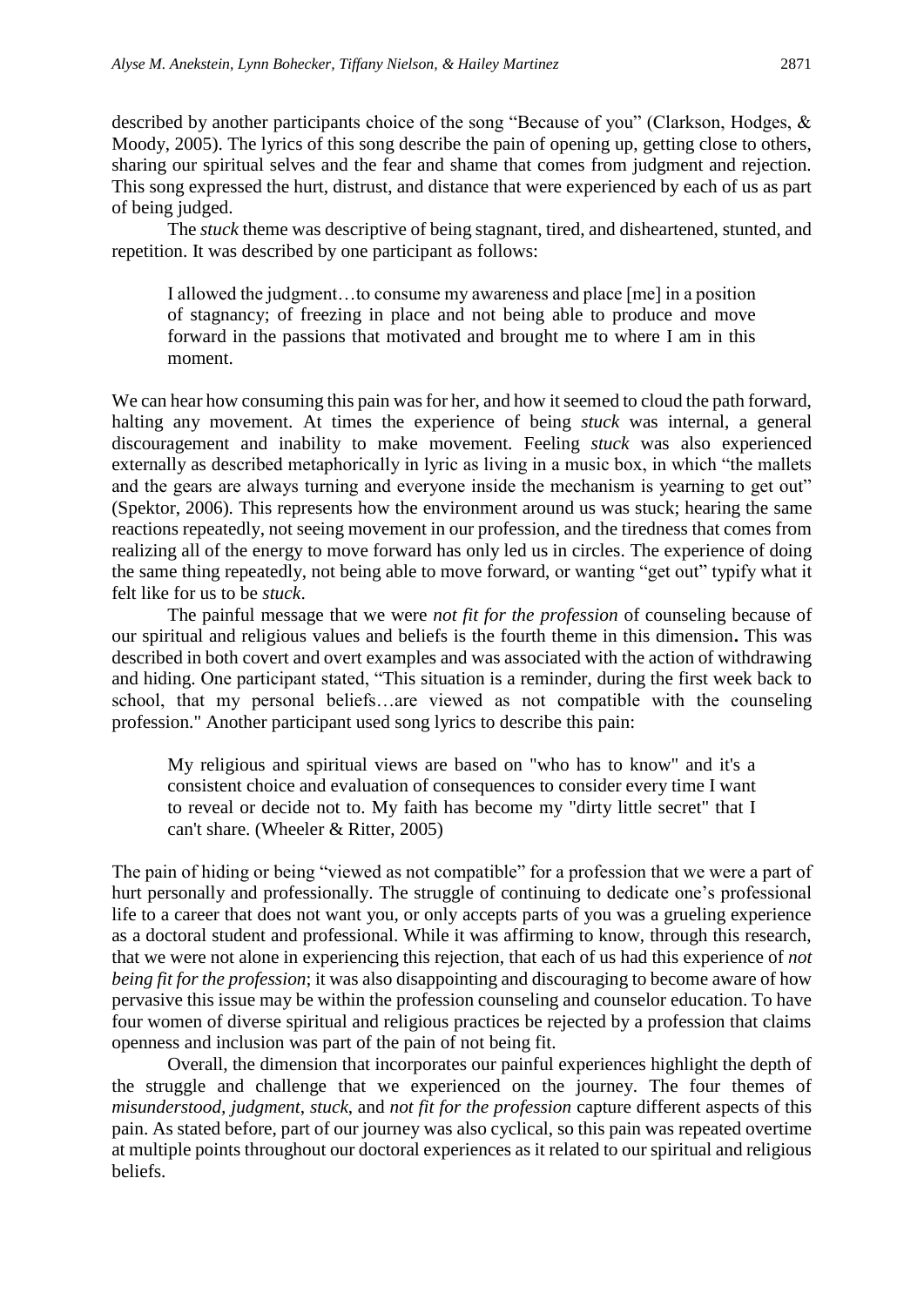described by another participants choice of the song "Because of you" (Clarkson, Hodges, & Moody, 2005). The lyrics of this song describe the pain of opening up, getting close to others, sharing our spiritual selves and the fear and shame that comes from judgment and rejection. This song expressed the hurt, distrust, and distance that were experienced by each of us as part of being judged.

The *stuck* theme was descriptive of being stagnant, tired, and disheartened, stunted, and repetition. It was described by one participant as follows:

> I allowed the judgment…to consume my awareness and place [me] in a position of stagnancy; of freezing in place and not being able to produce and move forward in the passions that motivated and brought me to where I am in this moment.

We can hear how consuming this pain was for her, and how it seemed to cloud the path forward, halting any movement. At times the experience of being *stuck* was internal, a general discouragement and inability to make movement. Feeling *stuck* was also experienced externally as described metaphorically in lyric as living in a music box, in which "the mallets and the gears are always turning and everyone inside the mechanism is yearning to get out" (Spektor, 2006). This represents how the environment around us was stuck; hearing the same reactions repeatedly, not seeing movement in our profession, and the tiredness that comes from realizing all of the energy to move forward has only led us in circles. The experience of doing the same thing repeatedly, not being able to move forward, or wanting "get out" typify what it felt like for us to be *stuck*.

The painful message that we were *not fit for the profession* of counseling because of our spiritual and religious values and beliefs is the fourth theme in this dimension**.** This was described in both covert and overt examples and was associated with the action of withdrawing and hiding. One participant stated, "This situation is a reminder, during the first week back to school, that my personal beliefs…are viewed as not compatible with the counseling profession." Another participant used song lyrics to describe this pain:

> My religious and spiritual views are based on "who has to know" and it's a consistent choice and evaluation of consequences to consider every time I want to reveal or decide not to. My faith has become my "dirty little secret" that I can't share. (Wheeler & Ritter, 2005)

The pain of hiding or being "viewed as not compatible" for a profession that we were a part of hurt personally and professionally. The struggle of continuing to dedicate one's professional life to a career that does not want you, or only accepts parts of you was a grueling experience as a doctoral student and professional. While it was affirming to know, through this research, that we were not alone in experiencing this rejection, that each of us had this experience of *not being fit for the profession*; it was also disappointing and discouraging to become aware of how pervasive this issue may be within the profession counseling and counselor education. To have four women of diverse spiritual and religious practices be rejected by a profession that claims openness and inclusion was part of the pain of not being fit.

Overall, the dimension that incorporates our painful experiences highlight the depth of the struggle and challenge that we experienced on the journey. The four themes of *misunderstood*, *judgment*, *stuck*, and *not fit for the profession* capture different aspects of this pain. As stated before, part of our journey was also cyclical, so this pain was repeated overtime at multiple points throughout our doctoral experiences as it related to our spiritual and religious beliefs.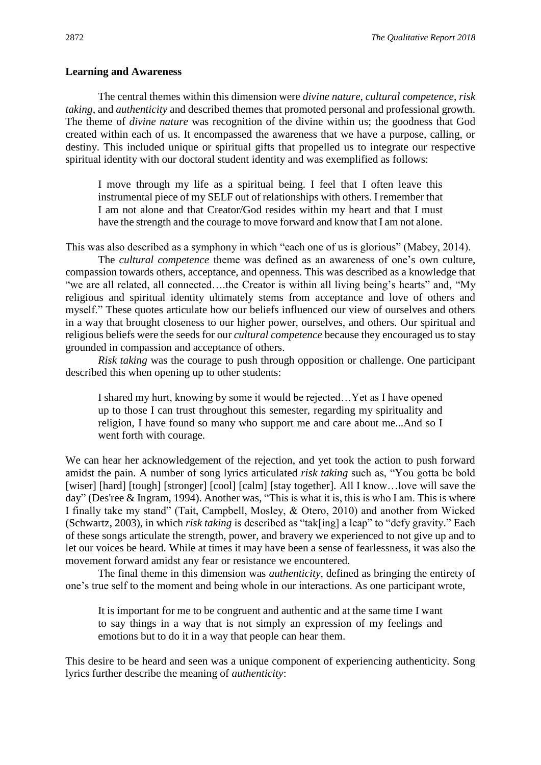**Learning and Awareness**

The central themes within this dimension were *divine nature*, *cultural competence*, *risk taking*, and *authenticity* and described themes that promoted personal and professional growth. The theme of *divine nature* was recognition of the divine within us; the goodness that God created within each of us. It encompassed the awareness that we have a purpose, calling, or destiny. This included unique or spiritual gifts that propelled us to integrate our respective spiritual identity with our doctoral student identity and was exemplified as follows:

> I move through my life as a spiritual being. I feel that I often leave this instrumental piece of my SELF out of relationships with others. I remember that I am not alone and that Creator/God resides within my heart and that I must have the strength and the courage to move forward and know that I am not alone.

This was also described as a symphony in which "each one of us is glorious" (Mabey, 2014).

The *cultural competence* theme was defined as an awareness of one's own culture, compassion towards others, acceptance, and openness. This was described as a knowledge that "we are all related, all connected….the Creator is within all living being's hearts" and, "My religious and spiritual identity ultimately stems from acceptance and love of others and myself." These quotes articulate how our beliefs influenced our view of ourselves and others in a way that brought closeness to our higher power, ourselves, and others. Our spiritual and religious beliefs were the seeds for our *cultural competence* because they encouraged us to stay grounded in compassion and acceptance of others.

*Risk taking* was the courage to push through opposition or challenge. One participant described this when opening up to other students:

> I shared my hurt, knowing by some it would be rejected…Yet as I have opened up to those I can trust throughout this semester, regarding my spirituality and religion, I have found so many who support me and care about me...And so I went forth with courage.

We can hear her acknowledgement of the rejection, and yet took the action to push forward amidst the pain. A number of song lyrics articulated *risk taking* such as, "You gotta be bold [wiser] [hard] [tough] [stronger] [cool] [calm] [stay together]. All I know…love will save the day" (Des'ree & Ingram, 1994). Another was, "This is what it is, this is who I am. This is where I finally take my stand" (Tait, Campbell, Mosley, & Otero, 2010) and another from Wicked (Schwartz, 2003), in which *risk taking* is described as "tak[ing] a leap" to "defy gravity." Each of these songs articulate the strength, power, and bravery we experienced to not give up and to let our voices be heard. While at times it may have been a sense of fearlessness, it was also the movement forward amidst any fear or resistance we encountered.

The final theme in this dimension was *authenticity*, defined as bringing the entirety of one's true self to the moment and being whole in our interactions. As one participant wrote,

> It is important for me to be congruent and authentic and at the same time I want to say things in a way that is not simply an expression of my feelings and emotions but to do it in a way that people can hear them.

This desire to be heard and seen was a unique component of experiencing authenticity. Song lyrics further describe the meaning of *authenticity*: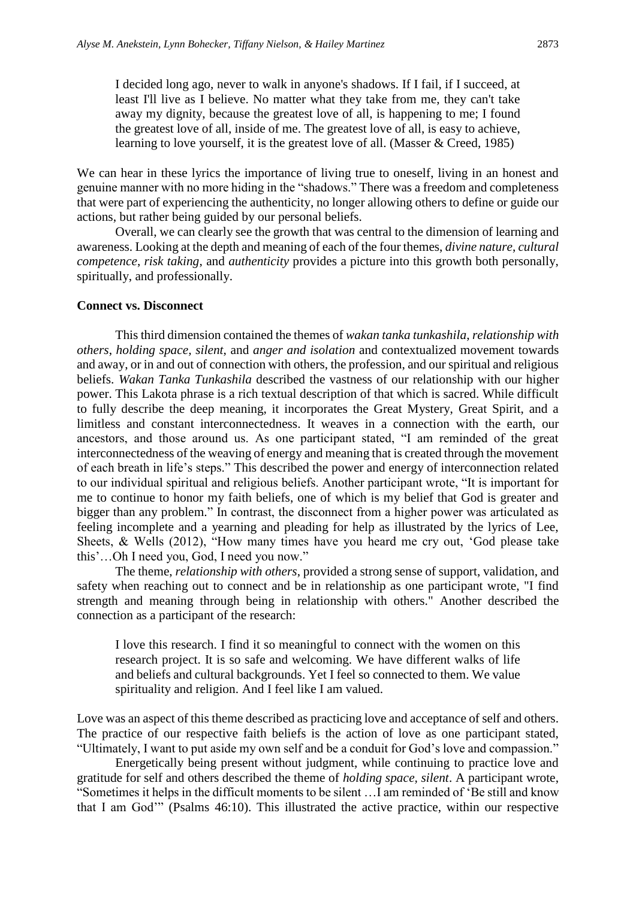> I decided long ago, never to walk in anyone's shadows. If I fail, if I succeed, at least I'll live as I believe. No matter what they take from me, they can't take away my dignity, because the greatest love of all, is happening to me; I found the greatest love of all, inside of me. The greatest love of all, is easy to achieve, learning to love yourself, it is the greatest love of all. (Masser & Creed, 1985)

We can hear in these lyrics the importance of living true to oneself, living in an honest and genuine manner with no more hiding in the "shadows." There was a freedom and completeness that were part of experiencing the authenticity, no longer allowing others to define or guide our actions, but rather being guided by our personal beliefs.

Overall, we can clearly see the growth that was central to the dimension of learning and awareness. Looking at the depth and meaning of each of the four themes, *divine nature*, *cultural competence*, *risk taking*, and *authenticity* provides a picture into this growth both personally, spiritually, and professionally.

**Connect vs. Disconnect**

This third dimension contained the themes of *wakan tanka tunkashila*, *relationship with others*, *holding space, silent*, and *anger and isolation* and contextualized movement towards and away, or in and out of connection with others, the profession, and our spiritual and religious beliefs. *Wakan Tanka Tunkashila* described the vastness of our relationship with our higher power. This Lakota phrase is a rich textual description of that which is sacred. While difficult to fully describe the deep meaning, it incorporates the Great Mystery, Great Spirit, and a limitless and constant interconnectedness. It weaves in a connection with the earth, our ancestors, and those around us. As one participant stated, "I am reminded of the great interconnectedness of the weaving of energy and meaning that is created through the movement of each breath in life's steps." This described the power and energy of interconnection related to our individual spiritual and religious beliefs. Another participant wrote, "It is important for me to continue to honor my faith beliefs, one of which is my belief that God is greater and bigger than any problem." In contrast, the disconnect from a higher power was articulated as feeling incomplete and a yearning and pleading for help as illustrated by the lyrics of Lee, Sheets, & Wells (2012), "How many times have you heard me cry out, 'God please take this'…Oh I need you, God, I need you now."

The theme, *relationship with others*, provided a strong sense of support, validation, and safety when reaching out to connect and be in relationship as one participant wrote, "I find strength and meaning through being in relationship with others." Another described the connection as a participant of the research:

> I love this research. I find it so meaningful to connect with the women on this research project. It is so safe and welcoming. We have different walks of life and beliefs and cultural backgrounds. Yet I feel so connected to them. We value spirituality and religion. And I feel like I am valued.

Love was an aspect of this theme described as practicing love and acceptance of self and others. The practice of our respective faith beliefs is the action of love as one participant stated, "Ultimately, I want to put aside my own self and be a conduit for God's love and compassion."

Energetically being present without judgment, while continuing to practice love and gratitude for self and others described the theme of *holding space, silent*. A participant wrote, "Sometimes it helps in the difficult moments to be silent …I am reminded of 'Be still and know that I am God'" (Psalms 46:10). This illustrated the active practice, within our respective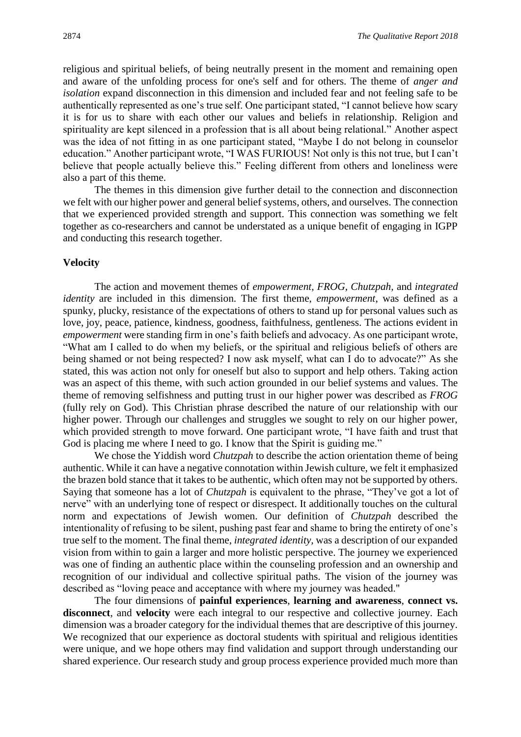religious and spiritual beliefs, of being neutrally present in the moment and remaining open and aware of the unfolding process for one's self and for others. The theme of *anger and isolation* expand disconnection in this dimension and included fear and not feeling safe to be authentically represented as one's true self. One participant stated, "I cannot believe how scary it is for us to share with each other our values and beliefs in relationship. Religion and spirituality are kept silenced in a profession that is all about being relational." Another aspect was the idea of not fitting in as one participant stated, "Maybe I do not belong in counselor education." Another participant wrote, "I WAS FURIOUS! Not only is this not true, but I can't believe that people actually believe this." Feeling different from others and loneliness were also a part of this theme.

The themes in this dimension give further detail to the connection and disconnection we felt with our higher power and general belief systems, others, and ourselves. The connection that we experienced provided strength and support. This connection was something we felt together as co-researchers and cannot be understated as a unique benefit of engaging in IGPP and conducting this research together.

### Velocity

The action and movement themes of *empowerment, FROG, Chutzpah,* and *integrated identity* are included in this dimension. The first theme, *empowerment*, was defined as a spunky, plucky, resistance of the expectations of others to stand up for personal values such as love, joy, peace, patience, kindness, goodness, faithfulness, gentleness. The actions evident in *empowerment* were standing firm in one's faith beliefs and advocacy. As one participant wrote, "What am I called to do when my beliefs, or the spiritual and religious beliefs of others are being shamed or not being respected? I now ask myself, what can I do to advocate?" As she stated, this was action not only for oneself but also to support and help others. Taking action was an aspect of this theme, with such action grounded in our belief systems and values. The theme of removing selfishness and putting trust in our higher power was described as *FROG* (fully rely on God). This Christian phrase described the nature of our relationship with our higher power. Through our challenges and struggles we sought to rely on our higher power, which provided strength to move forward. One participant wrote, "I have faith and trust that God is placing me where I need to go. I know that the Spirit is guiding me."

We chose the Yiddish word *Chutzpah* to describe the action orientation theme of being authentic. While it can have a negative connotation within Jewish culture, we felt it emphasized the brazen bold stance that it takes to be authentic, which often may not be supported by others. Saying that someone has a lot of *Chutzpah* is equivalent to the phrase, "They've got a lot of nerve" with an underlying tone of respect or disrespect. It additionally touches on the cultural norm and expectations of Jewish women. Our definition of *Chutzpah* described the intentionality of refusing to be silent, pushing past fear and shame to bring the entirety of one's true self to the moment. The final theme, *integrated identity,* was a description of our expanded vision from within to gain a larger and more holistic perspective. The journey we experienced was one of finding an authentic place within the counseling profession and an ownership and recognition of our individual and collective spiritual paths. The vision of the journey was described as "loving peace and acceptance with where my journey was headed."

The four dimensions of **painful experiences**, **learning and awareness**, **connect vs. disconnect**, and **velocity** were each integral to our respective and collective journey. Each dimension was a broader category for the individual themes that are descriptive of this journey. We recognized that our experience as doctoral students with spiritual and religious identities were unique, and we hope others may find validation and support through understanding our shared experience. Our research study and group process experience provided much more than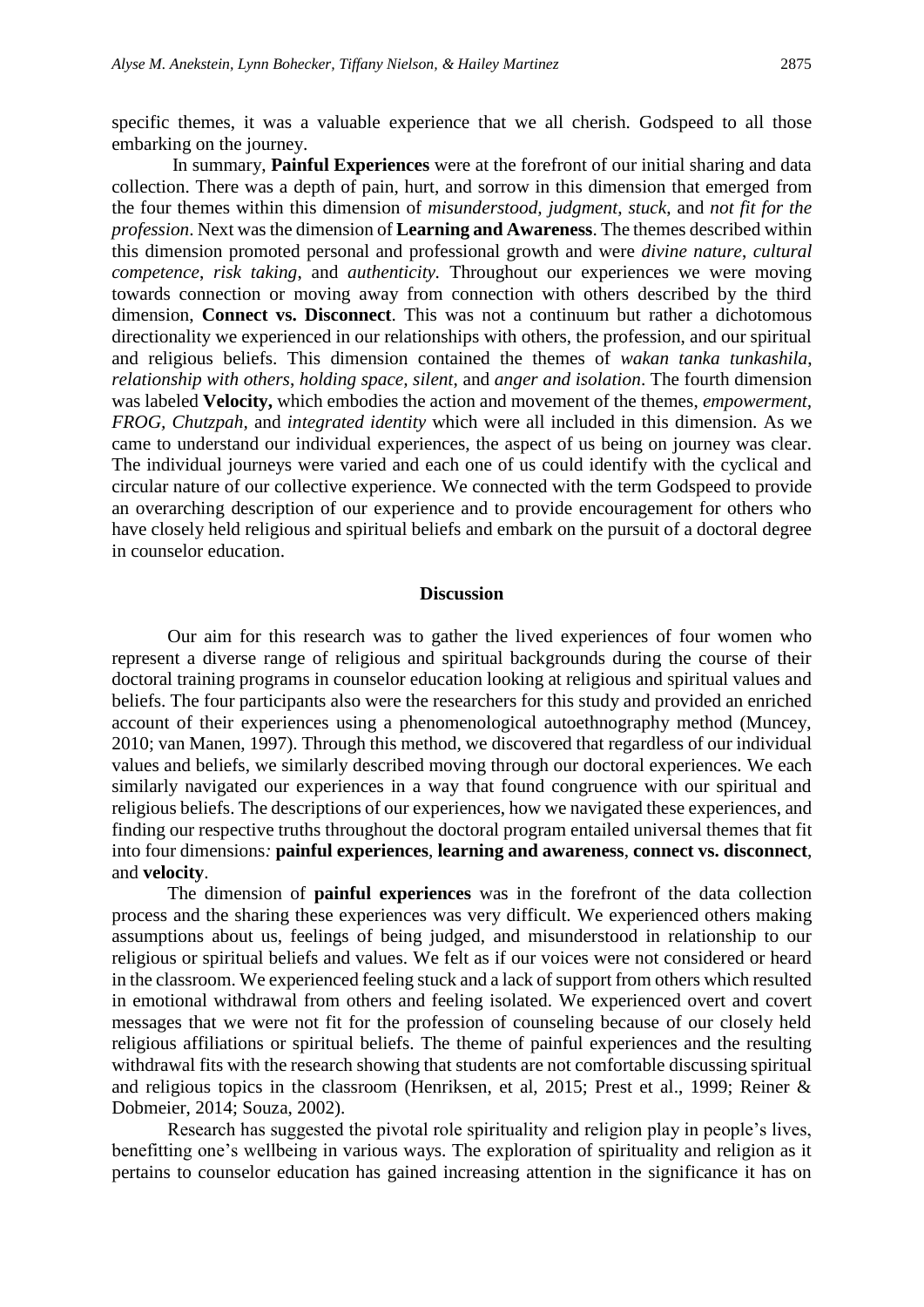specific themes, it was a valuable experience that we all cherish. Godspeed to all those embarking on the journey.

In summary, **Painful Experiences** were at the forefront of our initial sharing and data collection. There was a depth of pain, hurt, and sorrow in this dimension that emerged from the four themes within this dimension of *misunderstood*, *judgment*, *stuck*, and *not fit for the profession*. Next was the dimension of **Learning and Awareness**. The themes described within this dimension promoted personal and professional growth and were *divine nature*, *cultural competence*, *risk taking*, and *authenticity.* Throughout our experiences we were moving towards connection or moving away from connection with others described by the third dimension, **Connect vs. Disconnect**. This was not a continuum but rather a dichotomous directionality we experienced in our relationships with others, the profession, and our spiritual and religious beliefs. This dimension contained the themes of *wakan tanka tunkashila*, *relationship with others*, *holding space*, *silent*, and *anger and isolation*. The fourth dimension was labeled **Velocity,** which embodies the action and movement of the themes, *empowerment, FROG, Chutzpah,* and *integrated identity* which were all included in this dimension. As we came to understand our individual experiences, the aspect of us being on journey was clear. The individual journeys were varied and each one of us could identify with the cyclical and circular nature of our collective experience. We connected with the term Godspeed to provide an overarching description of our experience and to provide encouragement for others who have closely held religious and spiritual beliefs and embark on the pursuit of a doctoral degree in counselor education.

## Discussion

Our aim for this research was to gather the lived experiences of four women who represent a diverse range of religious and spiritual backgrounds during the course of their doctoral training programs in counselor education looking at religious and spiritual values and beliefs. The four participants also were the researchers for this study and provided an enriched account of their experiences using a phenomenological autoethnography method (Muncey, 2010; van Manen, 1997). Through this method, we discovered that regardless of our individual values and beliefs, we similarly described moving through our doctoral experiences. We each similarly navigated our experiences in a way that found congruence with our spiritual and religious beliefs. The descriptions of our experiences, how we navigated these experiences, and finding our respective truths throughout the doctoral program entailed universal themes that fit into four dimensions*:* **painful experiences**, **learning and awareness**, **connect vs. disconnect**, and **velocity**.

The dimension of **painful experiences** was in the forefront of the data collection process and the sharing these experiences was very difficult. We experienced others making assumptions about us, feelings of being judged, and misunderstood in relationship to our religious or spiritual beliefs and values. We felt as if our voices were not considered or heard in the classroom. We experienced feeling stuck and a lack of support from others which resulted in emotional withdrawal from others and feeling isolated. We experienced overt and covert messages that we were not fit for the profession of counseling because of our closely held religious affiliations or spiritual beliefs. The theme of painful experiences and the resulting withdrawal fits with the research showing that students are not comfortable discussing spiritual and religious topics in the classroom (Henriksen, et al, 2015; Prest et al., 1999; Reiner & Dobmeier, 2014; Souza, 2002).

Research has suggested the pivotal role spirituality and religion play in people's lives, benefitting one's wellbeing in various ways. The exploration of spirituality and religion as it pertains to counselor education has gained increasing attention in the significance it has on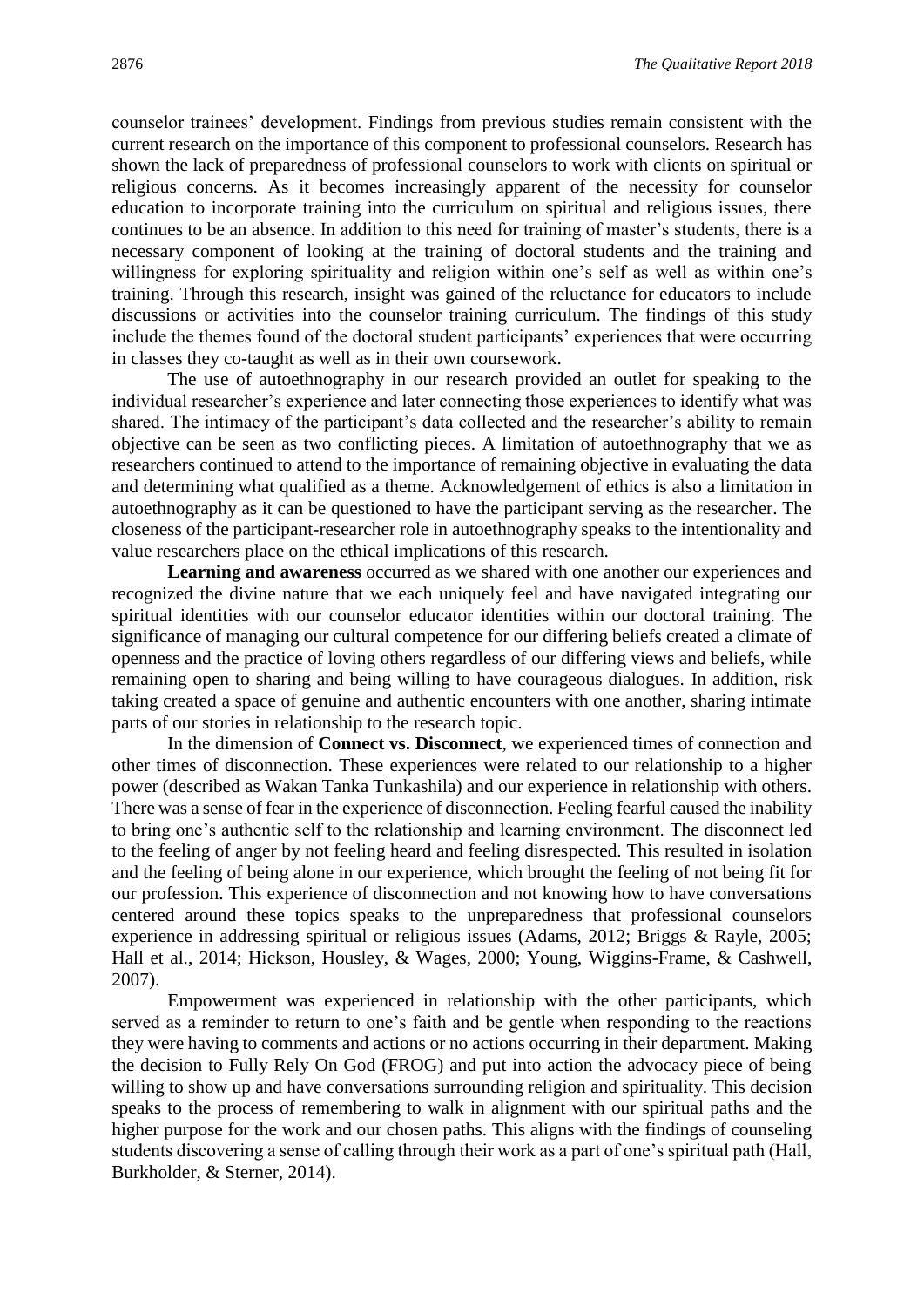counselor trainees' development. Findings from previous studies remain consistent with the current research on the importance of this component to professional counselors. Research has shown the lack of preparedness of professional counselors to work with clients on spiritual or religious concerns. As it becomes increasingly apparent of the necessity for counselor education to incorporate training into the curriculum on spiritual and religious issues, there continues to be an absence. In addition to this need for training of master's students, there is a necessary component of looking at the training of doctoral students and the training and willingness for exploring spirituality and religion within one's self as well as within one's training. Through this research, insight was gained of the reluctance for educators to include discussions or activities into the counselor training curriculum. The findings of this study include the themes found of the doctoral student participants' experiences that were occurring in classes they co-taught as well as in their own coursework.

The use of autoethnography in our research provided an outlet for speaking to the individual researcher's experience and later connecting those experiences to identify what was shared. The intimacy of the participant's data collected and the researcher's ability to remain objective can be seen as two conflicting pieces. A limitation of autoethnography that we as researchers continued to attend to the importance of remaining objective in evaluating the data and determining what qualified as a theme. Acknowledgement of ethics is also a limitation in autoethnography as it can be questioned to have the participant serving as the researcher. The closeness of the participant-researcher role in autoethnography speaks to the intentionality and value researchers place on the ethical implications of this research.

**Learning and awareness** occurred as we shared with one another our experiences and recognized the divine nature that we each uniquely feel and have navigated integrating our spiritual identities with our counselor educator identities within our doctoral training. The significance of managing our cultural competence for our differing beliefs created a climate of openness and the practice of loving others regardless of our differing views and beliefs, while remaining open to sharing and being willing to have courageous dialogues. In addition, risk taking created a space of genuine and authentic encounters with one another, sharing intimate parts of our stories in relationship to the research topic.

In the dimension of **Connect vs. Disconnect**, we experienced times of connection and other times of disconnection. These experiences were related to our relationship to a higher power (described as Wakan Tanka Tunkashila) and our experience in relationship with others. There was a sense of fear in the experience of disconnection. Feeling fearful caused the inability to bring one's authentic self to the relationship and learning environment. The disconnect led to the feeling of anger by not feeling heard and feeling disrespected. This resulted in isolation and the feeling of being alone in our experience, which brought the feeling of not being fit for our profession. This experience of disconnection and not knowing how to have conversations centered around these topics speaks to the unpreparedness that professional counselors experience in addressing spiritual or religious issues (Adams, 2012; Briggs & Rayle, 2005; Hall et al., 2014; Hickson, Housley, & Wages, 2000; Young, Wiggins-Frame, & Cashwell, 2007).

Empowerment was experienced in relationship with the other participants, which served as a reminder to return to one's faith and be gentle when responding to the reactions they were having to comments and actions or no actions occurring in their department. Making the decision to Fully Rely On God (FROG) and put into action the advocacy piece of being willing to show up and have conversations surrounding religion and spirituality. This decision speaks to the process of remembering to walk in alignment with our spiritual paths and the higher purpose for the work and our chosen paths. This aligns with the findings of counseling students discovering a sense of calling through their work as a part of one's spiritual path (Hall, Burkholder, & Sterner, 2014).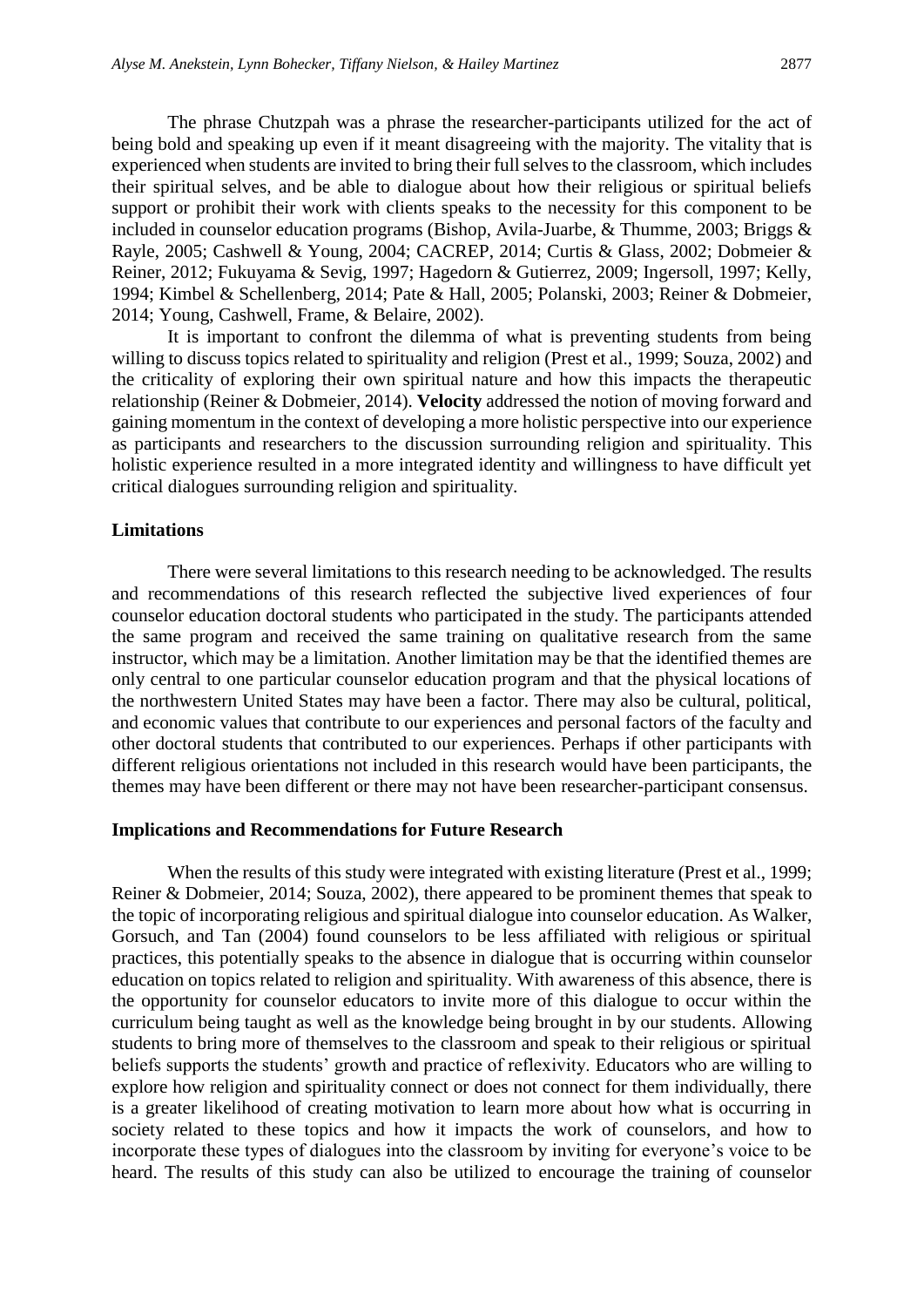The phrase Chutzpah was a phrase the researcher-participants utilized for the act of being bold and speaking up even if it meant disagreeing with the majority. The vitality that is experienced when students are invited to bring their full selves to the classroom, which includes their spiritual selves, and be able to dialogue about how their religious or spiritual beliefs support or prohibit their work with clients speaks to the necessity for this component to be included in counselor education programs (Bishop, Avila-Juarbe, & Thumme, 2003; Briggs & Rayle, 2005; Cashwell & Young, 2004; CACREP, 2014; Curtis & Glass, 2002; Dobmeier & Reiner, 2012; Fukuyama & Sevig, 1997; Hagedorn & Gutierrez, 2009; Ingersoll, 1997; Kelly, 1994; Kimbel & Schellenberg, 2014; Pate & Hall, 2005; Polanski, 2003; Reiner & Dobmeier, 2014; Young, Cashwell, Frame, & Belaire, 2002).

It is important to confront the dilemma of what is preventing students from being willing to discuss topics related to spirituality and religion (Prest et al., 1999; Souza, 2002) and the criticality of exploring their own spiritual nature and how this impacts the therapeutic relationship (Reiner & Dobmeier, 2014). **Velocity** addressed the notion of moving forward and gaining momentum in the context of developing a more holistic perspective into our experience as participants and researchers to the discussion surrounding religion and spirituality. This holistic experience resulted in a more integrated identity and willingness to have difficult yet critical dialogues surrounding religion and spirituality.

### Limitations

There were several limitations to this research needing to be acknowledged. The results and recommendations of this research reflected the subjective lived experiences of four counselor education doctoral students who participated in the study. The participants attended the same program and received the same training on qualitative research from the same instructor, which may be a limitation. Another limitation may be that the identified themes are only central to one particular counselor education program and that the physical locations of the northwestern United States may have been a factor. There may also be cultural, political, and economic values that contribute to our experiences and personal factors of the faculty and other doctoral students that contributed to our experiences. Perhaps if other participants with different religious orientations not included in this research would have been participants, the themes may have been different or there may not have been researcher-participant consensus.

### Implications and Recommendations for Future Research

When the results of this study were integrated with existing literature (Prest et al., 1999; Reiner & Dobmeier, 2014; Souza, 2002), there appeared to be prominent themes that speak to the topic of incorporating religious and spiritual dialogue into counselor education. As Walker, Gorsuch, and Tan (2004) found counselors to be less affiliated with religious or spiritual practices, this potentially speaks to the absence in dialogue that is occurring within counselor education on topics related to religion and spirituality. With awareness of this absence, there is the opportunity for counselor educators to invite more of this dialogue to occur within the curriculum being taught as well as the knowledge being brought in by our students. Allowing students to bring more of themselves to the classroom and speak to their religious or spiritual beliefs supports the students' growth and practice of reflexivity. Educators who are willing to explore how religion and spirituality connect or does not connect for them individually, there is a greater likelihood of creating motivation to learn more about how what is occurring in society related to these topics and how it impacts the work of counselors, and how to incorporate these types of dialogues into the classroom by inviting for everyone's voice to be heard. The results of this study can also be utilized to encourage the training of counselor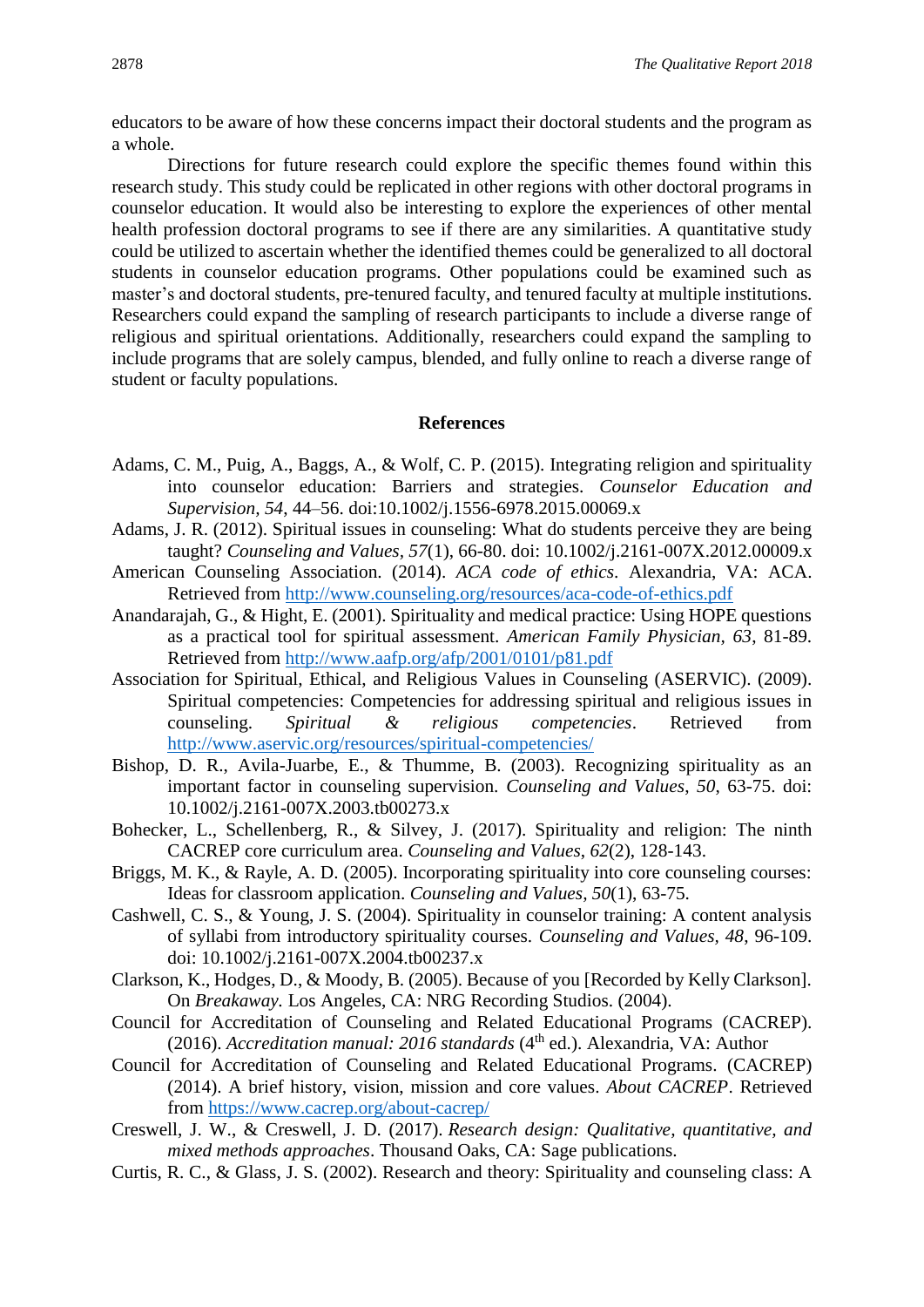educators to be aware of how these concerns impact their doctoral students and the program as a whole.

Directions for future research could explore the specific themes found within this research study. This study could be replicated in other regions with other doctoral programs in counselor education. It would also be interesting to explore the experiences of other mental health profession doctoral programs to see if there are any similarities. A quantitative study could be utilized to ascertain whether the identified themes could be generalized to all doctoral students in counselor education programs. Other populations could be examined such as master's and doctoral students, pre-tenured faculty, and tenured faculty at multiple institutions. Researchers could expand the sampling of research participants to include a diverse range of religious and spiritual orientations. Additionally, researchers could expand the sampling to include programs that are solely campus, blended, and fully online to reach a diverse range of student or faculty populations.

## References

Adams, C. M., Puig, A., Baggs, A., & Wolf, C. P. (2015). Integrating religion and spirituality into counselor education: Barriers and strategies. *Counselor Education and Supervision*, *54*, 44–56. doi:10.1002/j.1556-6978.2015.00069.x

Adams, J. R. (2012). Spiritual issues in counseling: What do students perceive they are being taught? *Counseling and Values*, *57*(1), 66-80. doi: 10.1002/j.2161-007X.2012.00009.x

American Counseling Association. (2014). *ACA code of ethics*. Alexandria, VA: ACA. Retrieved from http://www.counseling.org/resources/aca-code-of-ethics.pdf

Anandarajah, G., & Hight, E. (2001). Spirituality and medical practice: Using HOPE questions as a practical tool for spiritual assessment. *American Family Physician*, *63*, 81-89. Retrieved from http://www.aafp.org/afp/2001/0101/p81.pdf

Association for Spiritual, Ethical, and Religious Values in Counseling (ASERVIC). (2009). Spiritual competencies: Competencies for addressing spiritual and religious issues in counseling. *Spiritual & religious competencies*. Retrieved from http://www.aservic.org/resources/spiritual-competencies/

Bishop, D. R., Avila-Juarbe, E., & Thumme, B. (2003). Recognizing spirituality as an important factor in counseling supervision. *Counseling and Values*, *50*, 63-75. doi: 10.1002/j.2161-007X.2003.tb00273.x

Bohecker, L., Schellenberg, R., & Silvey, J. (2017). Spirituality and religion: The ninth CACREP core curriculum area. *Counseling and Values*, *62*(2), 128-143.

Briggs, M. K., & Rayle, A. D. (2005). Incorporating spirituality into core counseling courses: Ideas for classroom application. *Counseling and Values*, *50*(1), 63-75.

Cashwell, C. S., & Young, J. S. (2004). Spirituality in counselor training: A content analysis of syllabi from introductory spirituality courses. *Counseling and Values*, *48*, 96-109. doi: 10.1002/j.2161-007X.2004.tb00237.x

Clarkson, K., Hodges, D., & Moody, B. (2005). Because of you [Recorded by Kelly Clarkson]. On *Breakaway.* Los Angeles, CA: NRG Recording Studios. (2004).

Council for Accreditation of Counseling and Related Educational Programs (CACREP). (2016). *Accreditation manual: 2016 standards* (4th ed.). Alexandria, VA: Author

Council for Accreditation of Counseling and Related Educational Programs. (CACREP) (2014). A brief history, vision, mission and core values. *About CACREP*. Retrieved from https://www.cacrep.org/about-cacrep/

Creswell, J. W., & Creswell, J. D. (2017). *Research design: Qualitative, quantitative, and mixed methods approaches*. Thousand Oaks, CA: Sage publications.

Curtis, R. C., & Glass, J. S. (2002). Research and theory: Spirituality and counseling class: A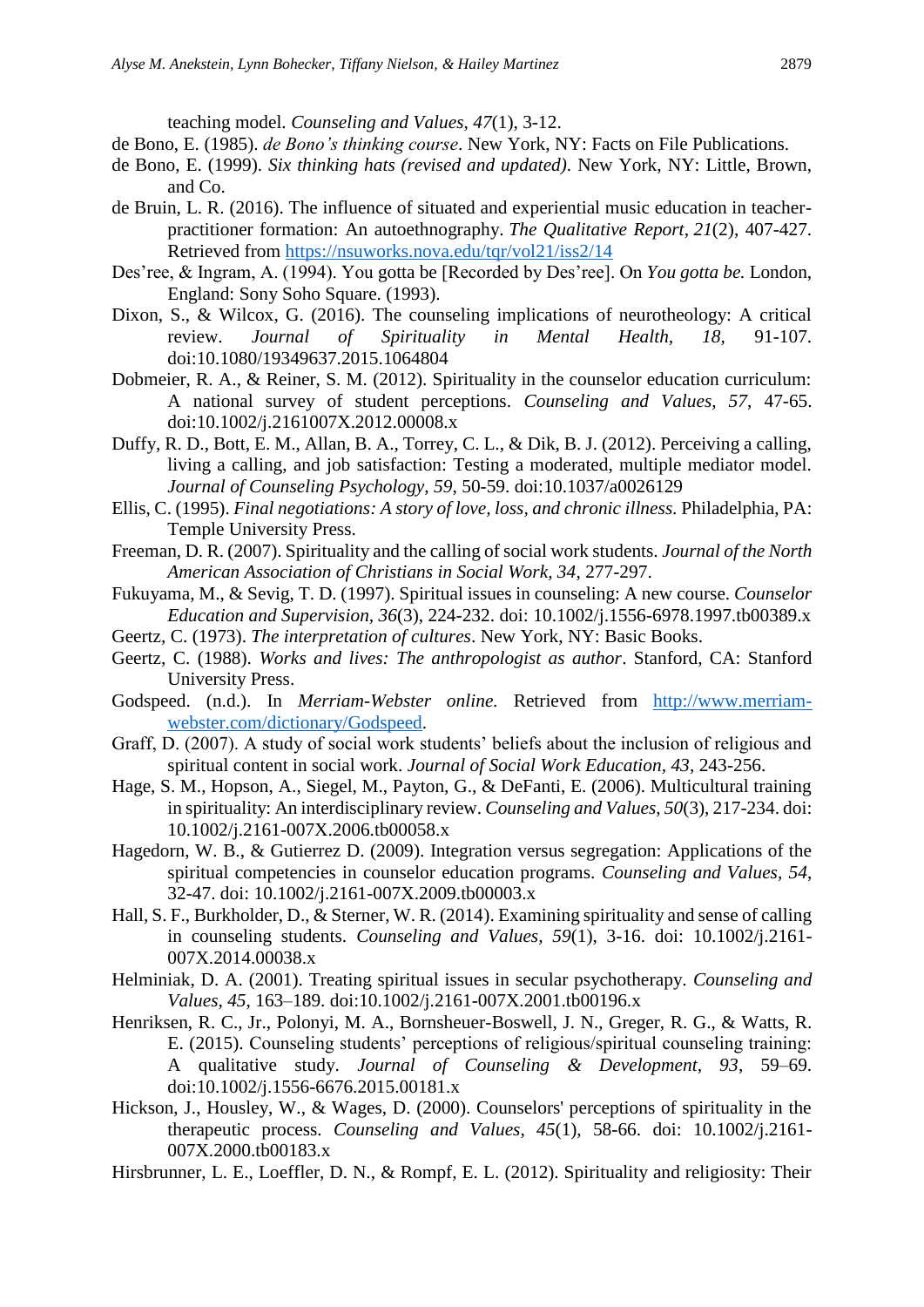teaching model. *Counseling and Values*, *47*(1), 3-12.

de Bono, E. (1985). *de Bono's thinking course*. New York, NY: Facts on File Publications.

de Bono, E. (1999). *Six thinking hats (revised and updated)*. New York, NY: Little, Brown, and Co.

de Bruin, L. R. (2016). The influence of situated and experiential music education in teacher-practitioner formation: An autoethnography. *The Qualitative Report*, *21*(2), 407-427. Retrieved from https://nsuworks.nova.edu/tqr/vol21/iss2/14

Des'ree, & Ingram, A. (1994). You gotta be [Recorded by Des'ree]. On *You gotta be.* London, England: Sony Soho Square. (1993).

Dixon, S., & Wilcox, G. (2016). The counseling implications of neurotheology: A critical review. *Journal of Spirituality in Mental Health, 18,* 91-107. doi:10.1080/19349637.2015.1064804

Dobmeier, R. A., & Reiner, S. M. (2012). Spirituality in the counselor education curriculum: A national survey of student perceptions. *Counseling and Values, 57*, 47-65. doi:10.1002/j.2161007X.2012.00008.x

Duffy, R. D., Bott, E. M., Allan, B. A., Torrey, C. L., & Dik, B. J. (2012). Perceiving a calling, living a calling, and job satisfaction: Testing a moderated, multiple mediator model. *Journal of Counseling Psychology*, *59*, 50-59. doi:10.1037/a0026129

Ellis, C. (1995). *Final negotiations: A story of love, loss, and chronic illness.* Philadelphia, PA: Temple University Press.

Freeman, D. R. (2007). Spirituality and the calling of social work students. *Journal of the North American Association of Christians in Social Work, 34*, 277-297.

Fukuyama, M., & Sevig, T. D. (1997). Spiritual issues in counseling: A new course. *Counselor Education and Supervision, 36*(3), 224-232. doi: 10.1002/j.1556-6978.1997.tb00389.x

Geertz, C. (1973). *The interpretation of cultures*. New York, NY: Basic Books.

Geertz, C. (1988). *Works and lives: The anthropologist as author*. Stanford, CA: Stanford University Press.

Godspeed. (n.d.). In *Merriam-Webster online.* Retrieved from http://www.merriam-webster.com/dictionary/Godspeed.

Graff, D. (2007). A study of social work students' beliefs about the inclusion of religious and spiritual content in social work. *Journal of Social Work Education, 43*, 243-256.

Hage, S. M., Hopson, A., Siegel, M., Payton, G., & DeFanti, E. (2006). Multicultural training in spirituality: An interdisciplinary review. *Counseling and Values*, *50*(3), 217-234. doi: 10.1002/j.2161-007X.2006.tb00058.x

Hagedorn, W. B., & Gutierrez D. (2009). Integration versus segregation: Applications of the spiritual competencies in counselor education programs. *Counseling and Values*, *54*, 32-47. doi: 10.1002/j.2161-007X.2009.tb00003.x

Hall, S. F., Burkholder, D., & Sterner, W. R. (2014). Examining spirituality and sense of calling in counseling students. *Counseling and Values, 59*(1), 3-16. doi: 10.1002/j.2161-007X.2014.00038.x

Helminiak, D. A. (2001). Treating spiritual issues in secular psychotherapy. *Counseling and Values, 45*, 163–189. doi:10.1002/j.2161-007X.2001.tb00196.x

Henriksen, R. C., Jr., Polonyi, M. A., Bornsheuer-Boswell, J. N., Greger, R. G., & Watts, R. E. (2015). Counseling students' perceptions of religious/spiritual counseling training: A qualitative study. *Journal of Counseling & Development, 93*, 59–69. doi:10.1002/j.1556-6676.2015.00181.x

Hickson, J., Housley, W., & Wages, D. (2000). Counselors' perceptions of spirituality in the therapeutic process. *Counseling and Values*, *45*(1), 58-66. doi: 10.1002/j.2161-007X.2000.tb00183.x

Hirsbrunner, L. E., Loeffler, D. N., & Rompf, E. L. (2012). Spirituality and religiosity: Their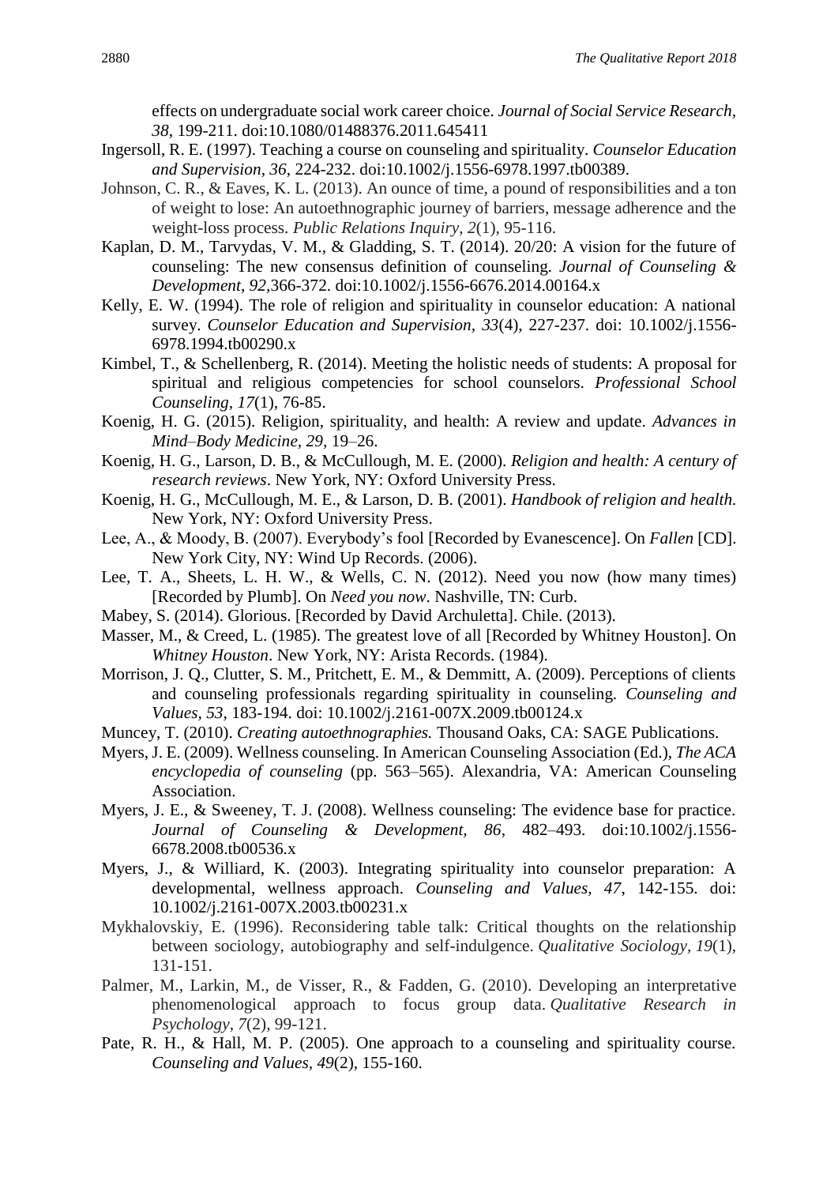effects on undergraduate social work career choice. *Journal of Social Service Research, 38*, 199-211. doi:10.1080/01488376.2011.645411

Ingersoll, R. E. (1997). Teaching a course on counseling and spirituality. *Counselor Education and Supervision, 36*, 224-232. doi:10.1002/j.1556-6978.1997.tb00389.

Johnson, C. R., & Eaves, K. L. (2013). An ounce of time, a pound of responsibilities and a ton of weight to lose: An autoethnographic journey of barriers, message adherence and the weight-loss process. *Public Relations Inquiry, 2*(1), 95-116.

Kaplan, D. M., Tarvydas, V. M., & Gladding, S. T. (2014). 20/20: A vision for the future of counseling: The new consensus definition of counseling. *Journal of Counseling & Development, 92*,366-372. doi:10.1002/j.1556-6676.2014.00164.x

Kelly, E. W. (1994). The role of religion and spirituality in counselor education: A national survey. *Counselor Education and Supervision, 33*(4), 227-237. doi: 10.1002/j.1556-6978.1994.tb00290.x

Kimbel, T., & Schellenberg, R. (2014). Meeting the holistic needs of students: A proposal for spiritual and religious competencies for school counselors. *Professional School Counseling, 17*(1), 76-85.

Koenig, H. G. (2015). Religion, spirituality, and health: A review and update. *Advances in Mind–Body Medicine, 29*, 19–26.

Koenig, H. G., Larson, D. B., & McCullough, M. E. (2000). *Religion and health: A century of research reviews*. New York, NY: Oxford University Press.

Koenig, H. G., McCullough, M. E., & Larson, D. B. (2001). *Handbook of religion and health.* New York, NY: Oxford University Press.

Lee, A., & Moody, B. (2007). Everybody's fool [Recorded by Evanescence]. On *Fallen* [CD]. New York City, NY: Wind Up Records. (2006).

Lee, T. A., Sheets, L. H. W., & Wells, C. N. (2012). Need you now (how many times) [Recorded by Plumb]. On *Need you now*. Nashville, TN: Curb.

Mabey, S. (2014). Glorious. [Recorded by David Archuletta]. Chile. (2013).

Masser, M., & Creed, L. (1985). The greatest love of all [Recorded by Whitney Houston]. On *Whitney Houston*. New York, NY: Arista Records. (1984).

Morrison, J. Q., Clutter, S. M., Pritchett, E. M., & Demmitt, A. (2009). Perceptions of clients and counseling professionals regarding spirituality in counseling. *Counseling and Values, 53*, 183-194. doi: 10.1002/j.2161-007X.2009.tb00124.x

Muncey, T. (2010). *Creating autoethnographies.* Thousand Oaks, CA: SAGE Publications.

Myers, J. E. (2009). Wellness counseling. In American Counseling Association (Ed.), *The ACA encyclopedia of counseling* (pp. 563–565). Alexandria, VA: American Counseling Association.

Myers, J. E., & Sweeney, T. J. (2008). Wellness counseling: The evidence base for practice. *Journal of Counseling & Development, 86*, 482–493. doi:10.1002/j.1556-6678.2008.tb00536.x

Myers, J., & Williard, K. (2003). Integrating spirituality into counselor preparation: A developmental, wellness approach. *Counseling and Values, 47*, 142-155. doi: 10.1002/j.2161-007X.2003.tb00231.x

Mykhalovskiy, E. (1996). Reconsidering table talk: Critical thoughts on the relationship between sociology, autobiography and self-indulgence. *Qualitative Sociology, 19*(1), 131-151.

Palmer, M., Larkin, M., de Visser, R., & Fadden, G. (2010). Developing an interpretative phenomenological approach to focus group data. *Qualitative Research in Psychology, 7*(2), 99-121.

Pate, R. H., & Hall, M. P. (2005). One approach to a counseling and spirituality course. *Counseling and Values, 49*(2), 155-160.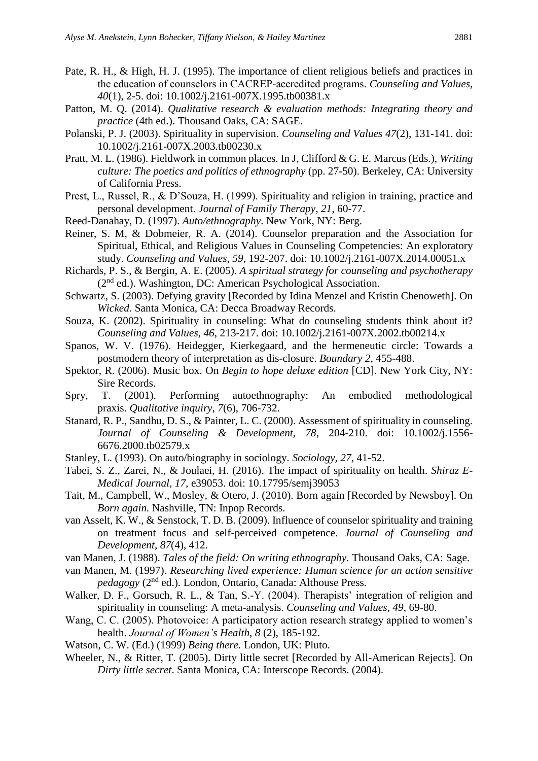Pate, R. H., & High, H. J. (1995). The importance of client religious beliefs and practices in the education of counselors in CACREP-accredited programs. *Counseling and Values*, *40*(1), 2-5. doi: 10.1002/j.2161-007X.1995.tb00381.x

Patton, M. Q. (2014). *Qualitative research & evaluation methods: Integrating theory and practice* (4th ed.). Thousand Oaks, CA: SAGE.

Polanski, P. J. (2003). Spirituality in supervision. *Counseling and Values 47*(2), 131-141. doi: 10.1002/j.2161-007X.2003.tb00230.x

Pratt, M. L. (1986). Fieldwork in common places. In J, Clifford & G. E. Marcus (Eds.), *Writing culture: The poetics and politics of ethnography* (pp. 27-50). Berkeley, CA: University of California Press.

Prest, L., Russel, R., & D'Souza, H. (1999). Spirituality and religion in training, practice and personal development. *Journal of Family Therapy, 21*, 60-77.

Reed-Danahay, D. (1997). *Auto/ethnography*. New York, NY: Berg.

Reiner, S. M, & Dobmeier, R. A. (2014). Counselor preparation and the Association for Spiritual, Ethical, and Religious Values in Counseling Competencies: An exploratory study. *Counseling and Values, 59*, 192-207. doi: 10.1002/j.2161-007X.2014.00051.x

Richards, P. S., & Bergin, A. E. (2005). *A spiritual strategy for counseling and psychotherapy* (2nd ed.). Washington, DC: American Psychological Association.

Schwartz, S. (2003). Defying gravity [Recorded by Idina Menzel and Kristin Chenoweth]. On *Wicked.* Santa Monica, CA: Decca Broadway Records.

Souza, K. (2002). Spirituality in counseling: What do counseling students think about it? *Counseling and Values, 46*, 213-217. doi: 10.1002/j.2161-007X.2002.tb00214.x

Spanos, W. V. (1976). Heidegger, Kierkegaard, and the hermeneutic circle: Towards a postmodern theory of interpretation as dis-closure. *Boundary 2*, 455-488.

Spektor, R. (2006). Music box. On *Begin to hope deluxe edition* [CD]. New York City, NY: Sire Records.

Spry, T. (2001). Performing autoethnography: An embodied methodological praxis. *Qualitative inquiry*, *7*(6), 706-732.

Stanard, R. P., Sandhu, D. S., & Painter, L. C. (2000). Assessment of spirituality in counseling. *Journal of Counseling & Development, 78*, 204-210. doi: 10.1002/j.1556-6676.2000.tb02579.x

Stanley, L. (1993). On auto/biography in sociology. *Sociology, 27*, 41-52.

Tabei, S. Z., Zarei, N., & Joulaei, H. (2016). The impact of spirituality on health. *Shiraz E-Medical Journal, 17,* e39053. doi: 10.17795/semj39053

Tait, M., Campbell, W., Mosley, & Otero, J. (2010). Born again [Recorded by Newsboy]. On *Born again.* Nashville, TN: Inpop Records.

van Asselt, K. W., & Senstock, T. D. B. (2009). Influence of counselor spirituality and training on treatment focus and self-perceived competence. *Journal of Counseling and Development*, *87*(4), 412.

van Manen, J. (1988). *Tales of the field: On writing ethnography.* Thousand Oaks, CA: Sage.

van Manen, M. (1997). *Researching lived experience: Human science for an action sensitive pedagogy* (2nd ed.). London, Ontario, Canada: Althouse Press.

Walker, D. F., Gorsuch, R. L., & Tan, S.-Y. (2004). Therapists' integration of religion and spirituality in counseling: A meta-analysis. *Counseling and Values, 49*, 69-80.

Wang, C. C. (2005). Photovoice: A participatory action research strategy applied to women's health. *Journal of Women's Health, 8* (2), 185-192.

Watson, C. W. (Ed.) (1999) *Being there.* London, UK: Pluto.

Wheeler, N., & Ritter, T. (2005). Dirty little secret [Recorded by All-American Rejects]. On *Dirty little secret*. Santa Monica, CA: Interscope Records. (2004).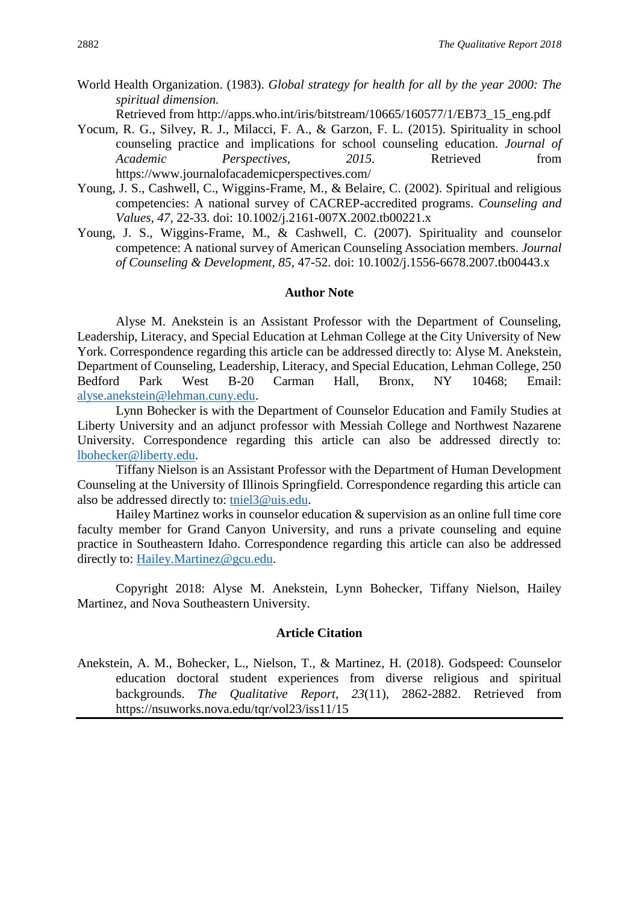World Health Organization. (1983). *Global strategy for health for all by the year 2000: The spiritual dimension.* Retrieved from http://apps.who.int/iris/bitstream/10665/160577/1/EB73_15_eng.pdf

Yocum, R. G., Silvey, R. J., Milacci, F. A., & Garzon, F. L. (2015). Spirituality in school counseling practice and implications for school counseling education. *Journal of Academic Perspectives, 2015.* Retrieved from https://www.journalofacademicperspectives.com/

Young, J. S., Cashwell, C., Wiggins-Frame, M., & Belaire, C. (2002). Spiritual and religious competencies: A national survey of CACREP-accredited programs. *Counseling and Values, 47*, 22-33. doi: 10.1002/j.2161-007X.2002.tb00221.x

Young, J. S., Wiggins-Frame, M., & Cashwell, C. (2007). Spirituality and counselor competence: A national survey of American Counseling Association members. *Journal of Counseling & Development, 85*, 47-52. doi: 10.1002/j.1556-6678.2007.tb00443.x

## Author Note

Alyse M. Anekstein is an Assistant Professor with the Department of Counseling, Leadership, Literacy, and Special Education at Lehman College at the City University of New York. Correspondence regarding this article can be addressed directly to: Alyse M. Anekstein, Department of Counseling, Leadership, Literacy, and Special Education, Lehman College, 250 Bedford Park West B-20 Carman Hall, Bronx, NY 10468; Email: alyse.anekstein@lehman.cuny.edu.

Lynn Bohecker is with the Department of Counselor Education and Family Studies at Liberty University and an adjunct professor with Messiah College and Northwest Nazarene University. Correspondence regarding this article can also be addressed directly to: lbohecker@liberty.edu.

Tiffany Nielson is an Assistant Professor with the Department of Human Development Counseling at the University of Illinois Springfield. Correspondence regarding this article can also be addressed directly to: tniel3@uis.edu.

Hailey Martinez works in counselor education & supervision as an online full time core faculty member for Grand Canyon University, and runs a private counseling and equine practice in Southeastern Idaho. Correspondence regarding this article can also be addressed directly to: Hailey.Martinez@gcu.edu.

Copyright 2018: Alyse M. Anekstein, Lynn Bohecker, Tiffany Nielson, Hailey Martinez, and Nova Southeastern University.

## Article Citation

Anekstein, A. M., Bohecker, L., Nielson, T., & Martinez, H. (2018). Godspeed: Counselor education doctoral student experiences from diverse religious and spiritual backgrounds. *The Qualitative Report, 23*(11), 2862-2882. Retrieved from https://nsuworks.nova.edu/tqr/vol23/iss11/15